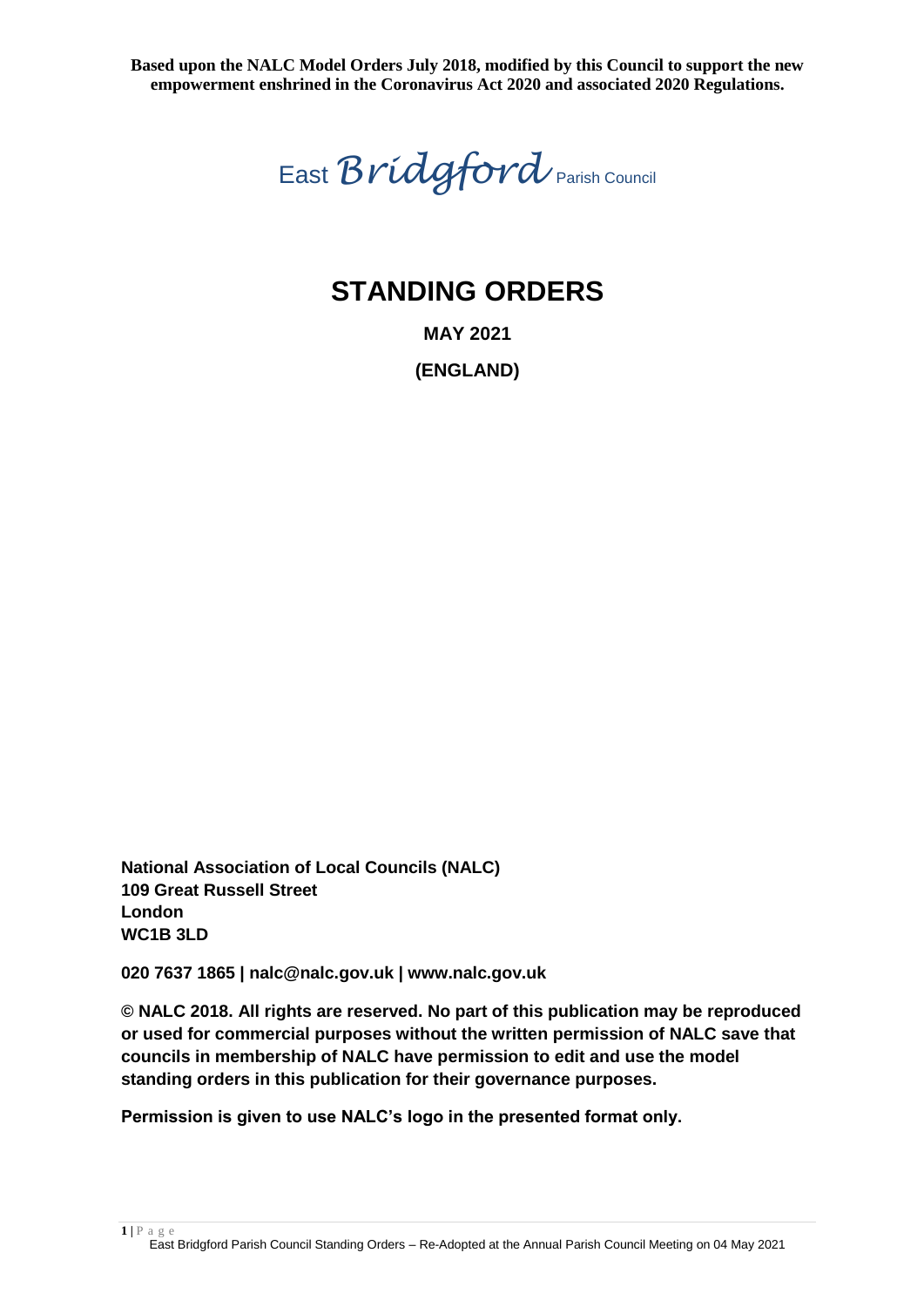**Based upon the NALC Model Orders July 2018, modified by this Council to support the new empowerment enshrined in the Coronavirus Act 2020 and associated 2020 Regulations.**

East *Bridgford* Parish Council

# STANDING ORDERS

**MAY 2021**

**(ENGLAND)**

**National Association of Local Councils (NALC)**
**109 Great Russell Street**
**London**
**WC1B 3LD**

**020 7637 1865 | nalc@nalc.gov.uk | www.nalc.gov.uk**

**© NALC 2018. All rights are reserved. No part of this publication may be reproduced or used for commercial purposes without the written permission of NALC save that councils in membership of NALC have permission to edit and use the model standing orders in this publication for their governance purposes.**

**Permission is given to use NALC's logo in the presented format only.**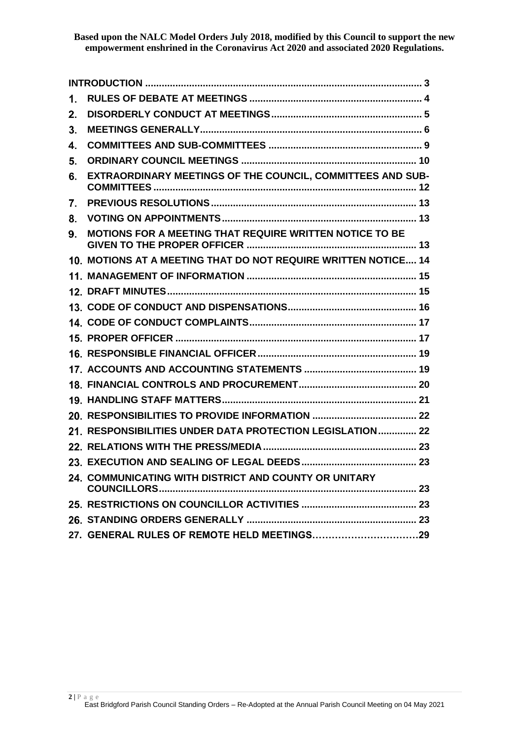**Based upon the NALC Model Orders July 2018, modified by this Council to support the new empowerment enshrined in the Coronavirus Act 2020 and associated 2020 Regulations.**

| | |
|---|---|
| **INTRODUCTION** | **3** |
| **1. RULES OF DEBATE AT MEETINGS** | **4** |
| **2. DISORDERLY CONDUCT AT MEETINGS** | **5** |
| **3. MEETINGS GENERALLY** | **6** |
| **4. COMMITTEES AND SUB-COMMITTEES** | **9** |
| **5. ORDINARY COUNCIL MEETINGS** | **10** |
| **6. EXTRAORDINARY MEETINGS OF THE COUNCIL, COMMITTEES AND SUB-COMMITTEES** | **12** |
| **7. PREVIOUS RESOLUTIONS** | **13** |
| **8. VOTING ON APPOINTMENTS** | **13** |
| **9. MOTIONS FOR A MEETING THAT REQUIRE WRITTEN NOTICE TO BE GIVEN TO THE PROPER OFFICER** | **13** |
| **10. MOTIONS AT A MEETING THAT DO NOT REQUIRE WRITTEN NOTICE** | **14** |
| **11. MANAGEMENT OF INFORMATION** | **15** |
| **12. DRAFT MINUTES** | **15** |
| **13. CODE OF CONDUCT AND DISPENSATIONS** | **16** |
| **14. CODE OF CONDUCT COMPLAINTS** | **17** |
| **15. PROPER OFFICER** | **17** |
| **16. RESPONSIBLE FINANCIAL OFFICER** | **19** |
| **17. ACCOUNTS AND ACCOUNTING STATEMENTS** | **19** |
| **18. FINANCIAL CONTROLS AND PROCUREMENT** | **20** |
| **19. HANDLING STAFF MATTERS** | **21** |
| **20. RESPONSIBILITIES TO PROVIDE INFORMATION** | **22** |
| **21. RESPONSIBILITIES UNDER DATA PROTECTION LEGISLATION** | **22** |
| **22. RELATIONS WITH THE PRESS/MEDIA** | **23** |
| **23. EXECUTION AND SEALING OF LEGAL DEEDS** | **23** |
| **24. COMMUNICATING WITH DISTRICT AND COUNTY OR UNITARY COUNCILLORS** | **23** |
| **25. RESTRICTIONS ON COUNCILLOR ACTIVITIES** | **23** |
| **26. STANDING ORDERS GENERALLY** | **23** |
| **27. GENERAL RULES OF REMOTE HELD MEETINGS** | **29** |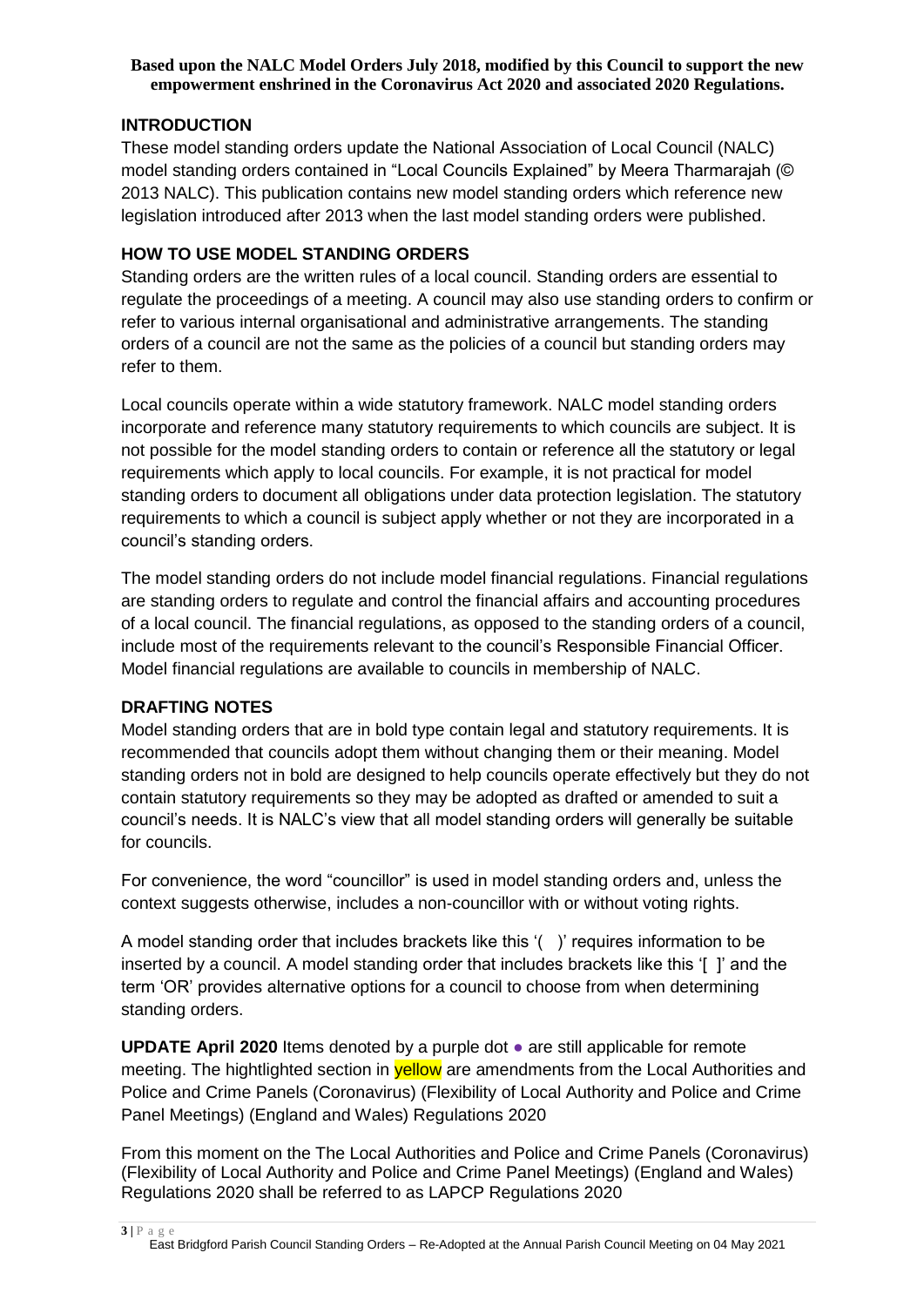**Based upon the NALC Model Orders July 2018, modified by this Council to support the new empowerment enshrined in the Coronavirus Act 2020 and associated 2020 Regulations.**

## INTRODUCTION

These model standing orders update the National Association of Local Council (NALC) model standing orders contained in "Local Councils Explained" by Meera Tharmarajah (© 2013 NALC). This publication contains new model standing orders which reference new legislation introduced after 2013 when the last model standing orders were published.

## HOW TO USE MODEL STANDING ORDERS

Standing orders are the written rules of a local council. Standing orders are essential to regulate the proceedings of a meeting. A council may also use standing orders to confirm or refer to various internal organisational and administrative arrangements. The standing orders of a council are not the same as the policies of a council but standing orders may refer to them.

Local councils operate within a wide statutory framework. NALC model standing orders incorporate and reference many statutory requirements to which councils are subject. It is not possible for the model standing orders to contain or reference all the statutory or legal requirements which apply to local councils. For example, it is not practical for model standing orders to document all obligations under data protection legislation. The statutory requirements to which a council is subject apply whether or not they are incorporated in a council's standing orders.

The model standing orders do not include model financial regulations. Financial regulations are standing orders to regulate and control the financial affairs and accounting procedures of a local council. The financial regulations, as opposed to the standing orders of a council, include most of the requirements relevant to the council's Responsible Financial Officer. Model financial regulations are available to councils in membership of NALC.

## DRAFTING NOTES

Model standing orders that are in bold type contain legal and statutory requirements. It is recommended that councils adopt them without changing them or their meaning. Model standing orders not in bold are designed to help councils operate effectively but they do not contain statutory requirements so they may be adopted as drafted or amended to suit a council's needs. It is NALC's view that all model standing orders will generally be suitable for councils.

For convenience, the word "councillor" is used in model standing orders and, unless the context suggests otherwise, includes a non-councillor with or without voting rights.

A model standing order that includes brackets like this '( )' requires information to be inserted by a council. A model standing order that includes brackets like this '[ ]' and the term 'OR' provides alternative options for a council to choose from when determining standing orders.

**UPDATE April 2020** Items denoted by a purple dot ● are still applicable for remote meeting. The hightlighted section in yellow are amendments from the Local Authorities and Police and Crime Panels (Coronavirus) (Flexibility of Local Authority and Police and Crime Panel Meetings) (England and Wales) Regulations 2020

From this moment on the The Local Authorities and Police and Crime Panels (Coronavirus) (Flexibility of Local Authority and Police and Crime Panel Meetings) (England and Wales) Regulations 2020 shall be referred to as LAPCP Regulations 2020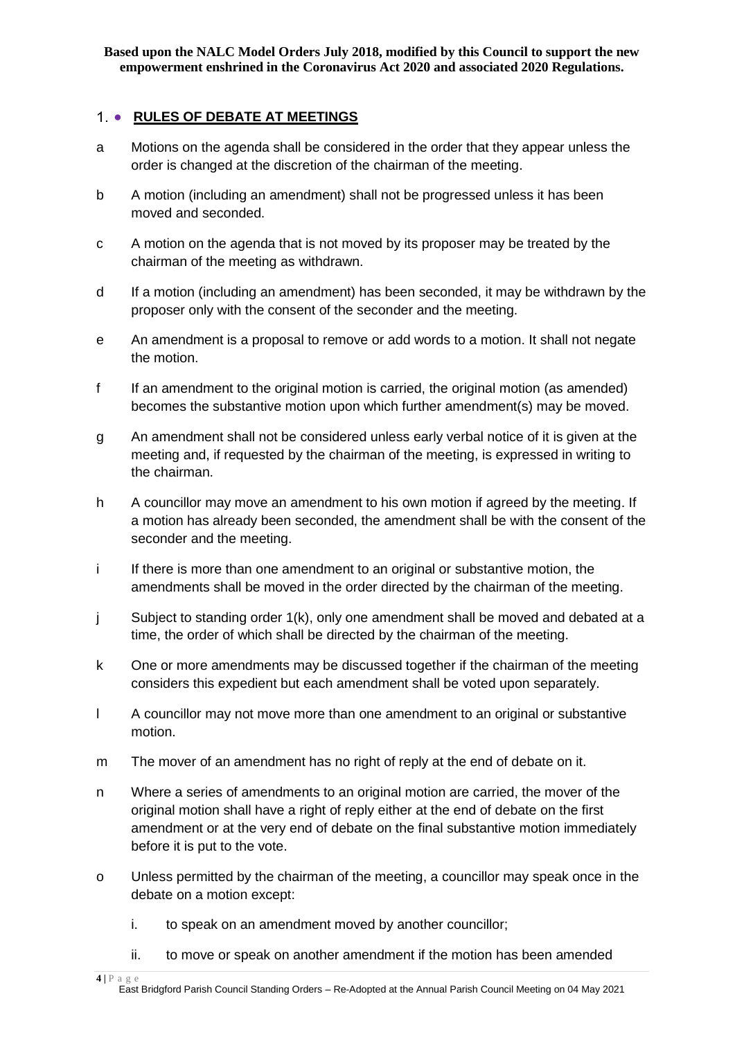**Based upon the NALC Model Orders July 2018, modified by this Council to support the new empowerment enshrined in the Coronavirus Act 2020 and associated 2020 Regulations.**

## 1. RULES OF DEBATE AT MEETINGS

a Motions on the agenda shall be considered in the order that they appear unless the order is changed at the discretion of the chairman of the meeting.

b A motion (including an amendment) shall not be progressed unless it has been moved and seconded.

c A motion on the agenda that is not moved by its proposer may be treated by the chairman of the meeting as withdrawn.

d If a motion (including an amendment) has been seconded, it may be withdrawn by the proposer only with the consent of the seconder and the meeting.

e An amendment is a proposal to remove or add words to a motion. It shall not negate the motion.

f If an amendment to the original motion is carried, the original motion (as amended) becomes the substantive motion upon which further amendment(s) may be moved.

g An amendment shall not be considered unless early verbal notice of it is given at the meeting and, if requested by the chairman of the meeting, is expressed in writing to the chairman.

h A councillor may move an amendment to his own motion if agreed by the meeting. If a motion has already been seconded, the amendment shall be with the consent of the seconder and the meeting.

i If there is more than one amendment to an original or substantive motion, the amendments shall be moved in the order directed by the chairman of the meeting.

j Subject to standing order 1(k), only one amendment shall be moved and debated at a time, the order of which shall be directed by the chairman of the meeting.

k One or more amendments may be discussed together if the chairman of the meeting considers this expedient but each amendment shall be voted upon separately.

l A councillor may not move more than one amendment to an original or substantive motion.

m The mover of an amendment has no right of reply at the end of debate on it.

n Where a series of amendments to an original motion are carried, the mover of the original motion shall have a right of reply either at the end of debate on the first amendment or at the very end of debate on the final substantive motion immediately before it is put to the vote.

o Unless permitted by the chairman of the meeting, a councillor may speak once in the debate on a motion except:

   i. to speak on an amendment moved by another councillor;

   ii. to move or speak on another amendment if the motion has been amended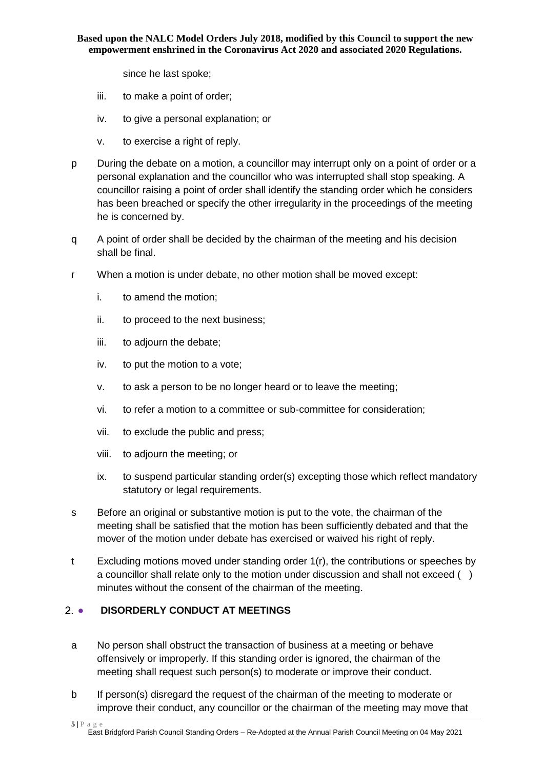since he last spoke;

iii. to make a point of order;

iv. to give a personal explanation; or

v. to exercise a right of reply.

p During the debate on a motion, a councillor may interrupt only on a point of order or a personal explanation and the councillor who was interrupted shall stop speaking. A councillor raising a point of order shall identify the standing order which he considers has been breached or specify the other irregularity in the proceedings of the meeting he is concerned by.

q A point of order shall be decided by the chairman of the meeting and his decision shall be final.

r When a motion is under debate, no other motion shall be moved except:

i. to amend the motion;

ii. to proceed to the next business;

iii. to adjourn the debate;

iv. to put the motion to a vote;

v. to ask a person to be no longer heard or to leave the meeting;

vi. to refer a motion to a committee or sub-committee for consideration;

vii. to exclude the public and press;

viii. to adjourn the meeting; or

ix. to suspend particular standing order(s) excepting those which reflect mandatory statutory or legal requirements.

s Before an original or substantive motion is put to the vote, the chairman of the meeting shall be satisfied that the motion has been sufficiently debated and that the mover of the motion under debate has exercised or waived his right of reply.

t Excluding motions moved under standing order 1(r), the contributions or speeches by a councillor shall relate only to the motion under discussion and shall not exceed ( ) minutes without the consent of the chairman of the meeting.

## 2. DISORDERLY CONDUCT AT MEETINGS

a No person shall obstruct the transaction of business at a meeting or behave offensively or improperly. If this standing order is ignored, the chairman of the meeting shall request such person(s) to moderate or improve their conduct.

b If person(s) disregard the request of the chairman of the meeting to moderate or improve their conduct, any councillor or the chairman of the meeting may move that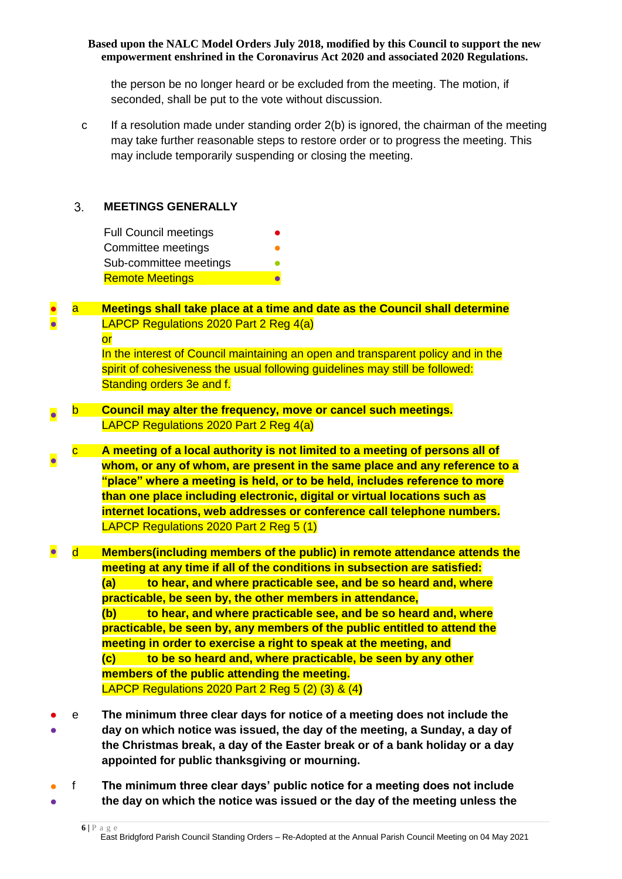the person be no longer heard or be excluded from the meeting. The motion, if seconded, shall be put to the vote without discussion.

c If a resolution made under standing order 2(b) is ignored, the chairman of the meeting may take further reasonable steps to restore order or to progress the meeting. This may include temporarily suspending or closing the meeting.

## 3. MEETINGS GENERALLY

| | |
|---|---|
| Full Council meetings | ● |
| Committee meetings | ● |
| Sub-committee meetings | ● |
| Remote Meetings | ● |

● ● a **Meetings shall take place at a time and date as the Council shall determine**
LAPCP Regulations 2020 Part 2 Reg 4(a)
or
In the interest of Council maintaining an open and transparent policy and in the spirit of cohesiveness the usual following guidelines may still be followed: Standing orders 3e and f.

● b **Council may alter the frequency, move or cancel such meetings.**
LAPCP Regulations 2020 Part 2 Reg 4(a)

● c **A meeting of a local authority is not limited to a meeting of persons all of whom, or any of whom, are present in the same place and any reference to a "place" where a meeting is held, or to be held, includes reference to more than one place including electronic, digital or virtual locations such as internet locations, web addresses or conference call telephone numbers.**
LAPCP Regulations 2020 Part 2 Reg 5 (1)

● d **Members(including members of the public) in remote attendance attends the meeting at any time if all of the conditions in subsection are satisfied:**
**(a) to hear, and where practicable see, and be so heard and, where practicable, be seen by, the other members in attendance,**
**(b) to hear, and where practicable see, and be so heard and, where practicable, be seen by, any members of the public entitled to attend the meeting in order to exercise a right to speak at the meeting, and**
**(c) to be so heard and, where practicable, be seen by any other members of the public attending the meeting.**
LAPCP Regulations 2020 Part 2 Reg 5 (2) (3) & (4)

● ● e **The minimum three clear days for notice of a meeting does not include the day on which notice was issued, the day of the meeting, a Sunday, a day of the Christmas break, a day of the Easter break or of a bank holiday or a day appointed for public thanksgiving or mourning.**

● ● f **The minimum three clear days' public notice for a meeting does not include the day on which the notice was issued or the day of the meeting unless the**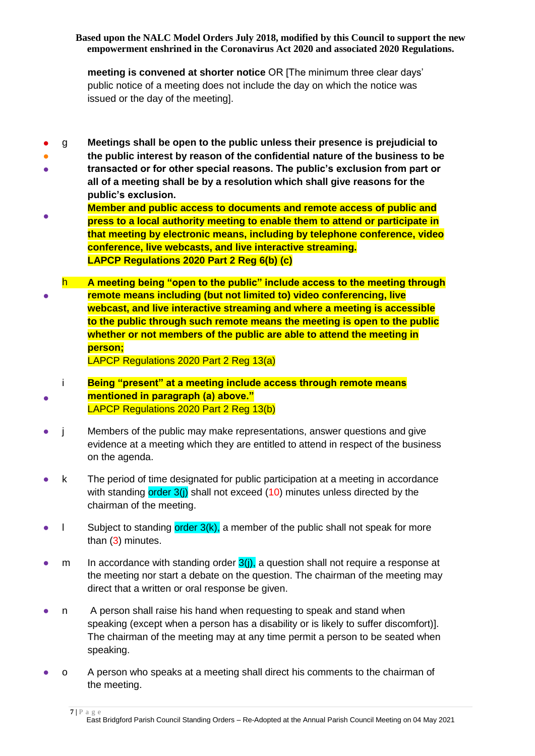**meeting is convened at shorter notice** OR [The minimum three clear days' public notice of a meeting does not include the day on which the notice was issued or the day of the meeting].

- g **Meetings shall be open to the public unless their presence is prejudicial to the public interest by reason of the confidential nature of the business to be transacted or for other special reasons. The public's exclusion from part or all of a meeting shall be by a resolution which shall give reasons for the public's exclusion.**
  **Member and public access to documents and remote access of public and press to a local authority meeting to enable them to attend or participate in that meeting by electronic means, including by telephone conference, video conference, live webcasts, and live interactive streaming.**
  **LAPCP Regulations 2020 Part 2 Reg 6(b) (c)**

- h **A meeting being "open to the public" include access to the meeting through remote means including (but not limited to) video conferencing, live webcast, and live interactive streaming and where a meeting is accessible to the public through such remote means the meeting is open to the public whether or not members of the public are able to attend the meeting in person;**
  LAPCP Regulations 2020 Part 2 Reg 13(a)

- i **Being "present" at a meeting include access through remote means mentioned in paragraph (a) above."**
  LAPCP Regulations 2020 Part 2 Reg 13(b)

- j Members of the public may make representations, answer questions and give evidence at a meeting which they are entitled to attend in respect of the business on the agenda.

- k The period of time designated for public participation at a meeting in accordance with standing order 3(j) shall not exceed (10) minutes unless directed by the chairman of the meeting.

- l Subject to standing order 3(k), a member of the public shall not speak for more than (3) minutes.

- m In accordance with standing order 3(j), a question shall not require a response at the meeting nor start a debate on the question. The chairman of the meeting may direct that a written or oral response be given.

- n A person shall raise his hand when requesting to speak and stand when speaking (except when a person has a disability or is likely to suffer discomfort)]. The chairman of the meeting may at any time permit a person to be seated when speaking.

- o A person who speaks at a meeting shall direct his comments to the chairman of the meeting.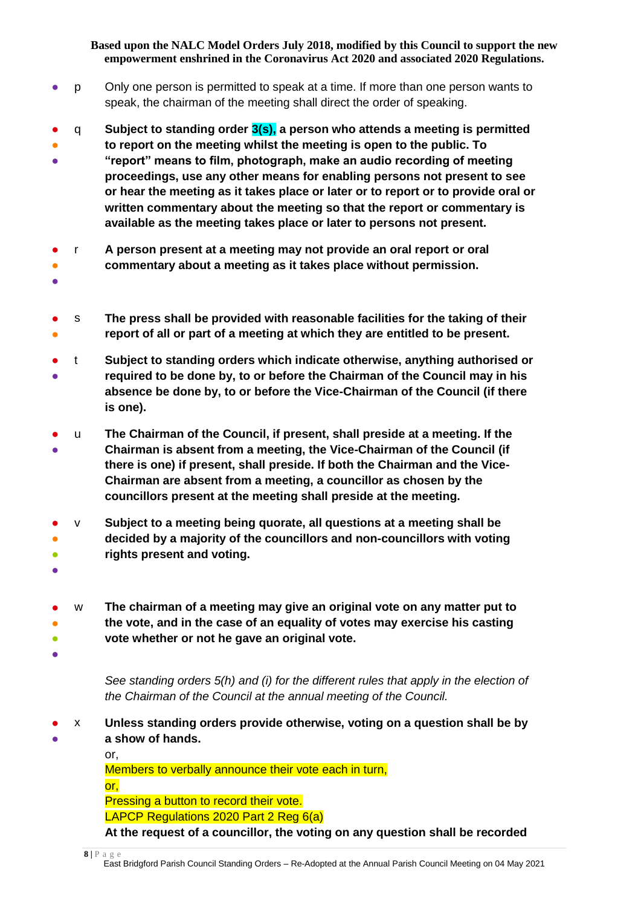Based upon the NALC Model Orders July 2018, modified by this Council to support the new empowerment enshrined in the Coronavirus Act 2020 and associated 2020 Regulations.

- p Only one person is permitted to speak at a time. If more than one person wants to speak, the chairman of the meeting shall direct the order of speaking.

- q **Subject to standing order 3(s), a person who attends a meeting is permitted to report on the meeting whilst the meeting is open to the public. To "report" means to film, photograph, make an audio recording of meeting proceedings, use any other means for enabling persons not present to see or hear the meeting as it takes place or later or to report or to provide oral or written commentary about the meeting so that the report or commentary is available as the meeting takes place or later to persons not present.**

- r **A person present at a meeting may not provide an oral report or oral commentary about a meeting as it takes place without permission.**

- s **The press shall be provided with reasonable facilities for the taking of their report of all or part of a meeting at which they are entitled to be present.**

- t **Subject to standing orders which indicate otherwise, anything authorised or required to be done by, to or before the Chairman of the Council may in his absence be done by, to or before the Vice-Chairman of the Council (if there is one).**

- u **The Chairman of the Council, if present, shall preside at a meeting. If the Chairman is absent from a meeting, the Vice-Chairman of the Council (if there is one) if present, shall preside. If both the Chairman and the Vice-Chairman are absent from a meeting, a councillor as chosen by the councillors present at the meeting shall preside at the meeting.**

- v **Subject to a meeting being quorate, all questions at a meeting shall be decided by a majority of the councillors and non-councillors with voting rights present and voting.**

- w **The chairman of a meeting may give an original vote on any matter put to the vote, and in the case of an equality of votes may exercise his casting vote whether or not he gave an original vote.**

  *See standing orders 5(h) and (i) for the different rules that apply in the election of the Chairman of the Council at the annual meeting of the Council.*

- x **Unless standing orders provide otherwise, voting on a question shall be by a show of hands.**

  or,
  Members to verbally announce their vote each in turn,
  or,
  Pressing a button to record their vote.
  LAPCP Regulations 2020 Part 2 Reg 6(a)
  **At the request of a councillor, the voting on any question shall be recorded**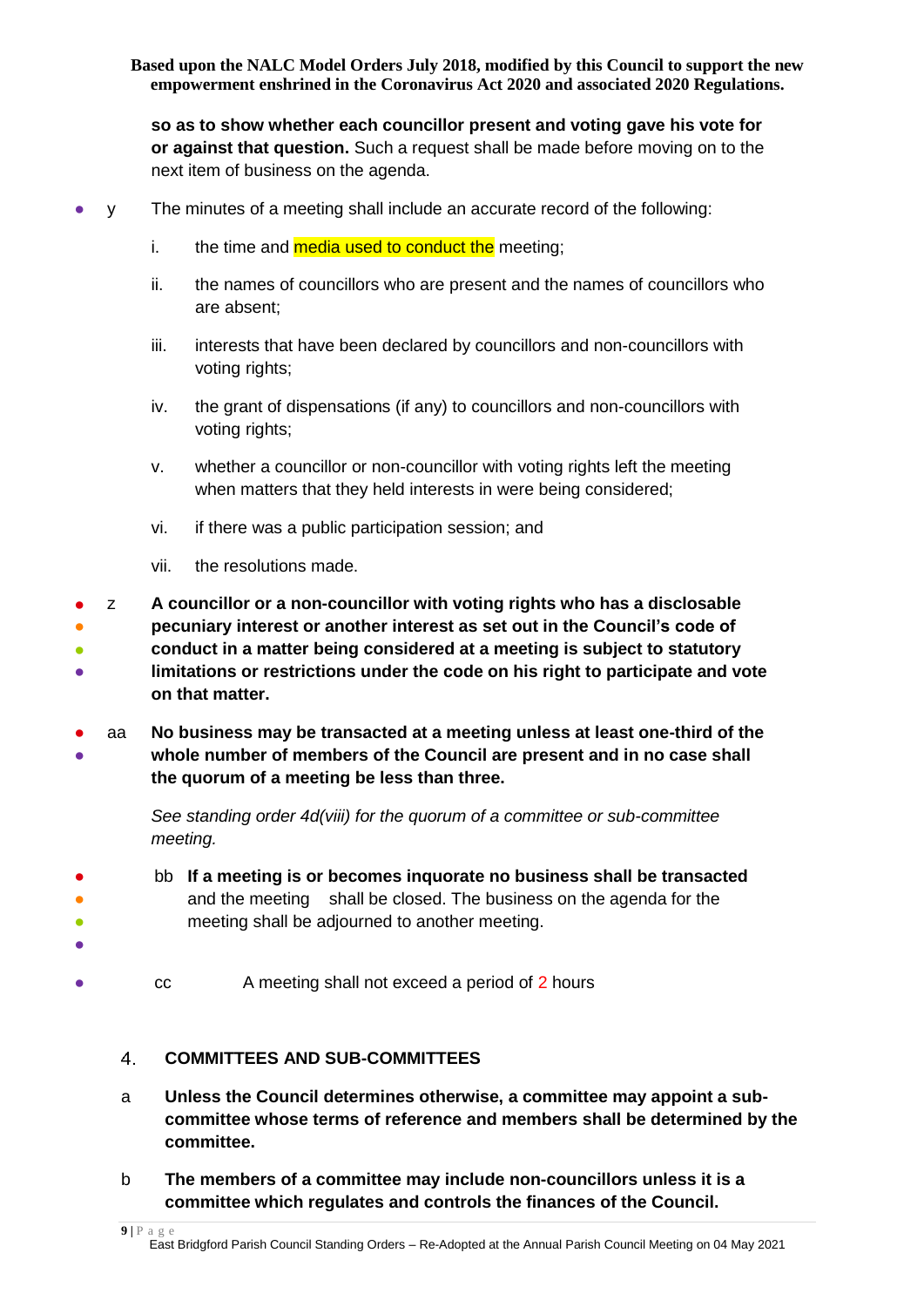**so as to show whether each councillor present and voting gave his vote for or against that question.** Such a request shall be made before moving on to the next item of business on the agenda.

- y The minutes of a meeting shall include an accurate record of the following:

  i. the time and media used to conduct the meeting;

  ii. the names of councillors who are present and the names of councillors who are absent;

  iii. interests that have been declared by councillors and non-councillors with voting rights;

  iv. the grant of dispensations (if any) to councillors and non-councillors with voting rights;

  v. whether a councillor or non-councillor with voting rights left the meeting when matters that they held interests in were being considered;

  vi. if there was a public participation session; and

  vii. the resolutions made.

- z **A councillor or a non-councillor with voting rights who has a disclosable pecuniary interest or another interest as set out in the Council's code of conduct in a matter being considered at a meeting is subject to statutory limitations or restrictions under the code on his right to participate and vote on that matter.**

- aa **No business may be transacted at a meeting unless at least one-third of the whole number of members of the Council are present and in no case shall the quorum of a meeting be less than three.**

  *See standing order 4d(viii) for the quorum of a committee or sub-committee meeting.*

- bb **If a meeting is or becomes inquorate no business shall be transacted** and the meeting shall be closed. The business on the agenda for the meeting shall be adjourned to another meeting.

- cc A meeting shall not exceed a period of 2 hours

## 4. COMMITTEES AND SUB-COMMITTEES

a **Unless the Council determines otherwise, a committee may appoint a sub-committee whose terms of reference and members shall be determined by the committee.**

b **The members of a committee may include non-councillors unless it is a committee which regulates and controls the finances of the Council.**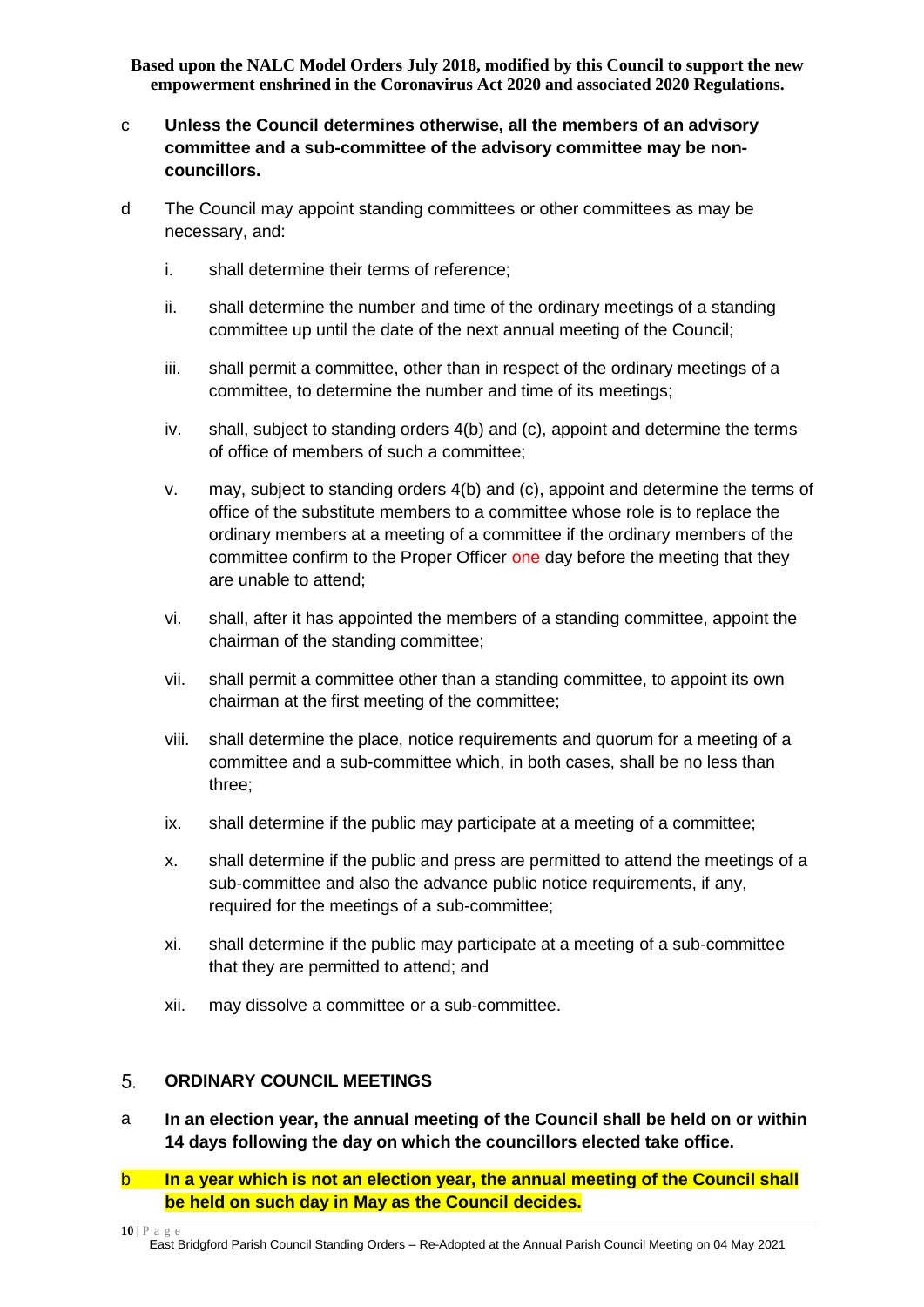c **Unless the Council determines otherwise, all the members of an advisory committee and a sub-committee of the advisory committee may be non-councillors.**

d The Council may appoint standing committees or other committees as may be necessary, and:

i. shall determine their terms of reference;

ii. shall determine the number and time of the ordinary meetings of a standing committee up until the date of the next annual meeting of the Council;

iii. shall permit a committee, other than in respect of the ordinary meetings of a committee, to determine the number and time of its meetings;

iv. shall, subject to standing orders 4(b) and (c), appoint and determine the terms of office of members of such a committee;

v. may, subject to standing orders 4(b) and (c), appoint and determine the terms of office of the substitute members to a committee whose role is to replace the ordinary members at a meeting of a committee if the ordinary members of the committee confirm to the Proper Officer one day before the meeting that they are unable to attend;

vi. shall, after it has appointed the members of a standing committee, appoint the chairman of the standing committee;

vii. shall permit a committee other than a standing committee, to appoint its own chairman at the first meeting of the committee;

viii. shall determine the place, notice requirements and quorum for a meeting of a committee and a sub-committee which, in both cases, shall be no less than three;

ix. shall determine if the public may participate at a meeting of a committee;

x. shall determine if the public and press are permitted to attend the meetings of a sub-committee and also the advance public notice requirements, if any, required for the meetings of a sub-committee;

xi. shall determine if the public may participate at a meeting of a sub-committee that they are permitted to attend; and

xii. may dissolve a committee or a sub-committee.

## 5. ORDINARY COUNCIL MEETINGS

a **In an election year, the annual meeting of the Council shall be held on or within 14 days following the day on which the councillors elected take office.**

b **In a year which is not an election year, the annual meeting of the Council shall be held on such day in May as the Council decides.**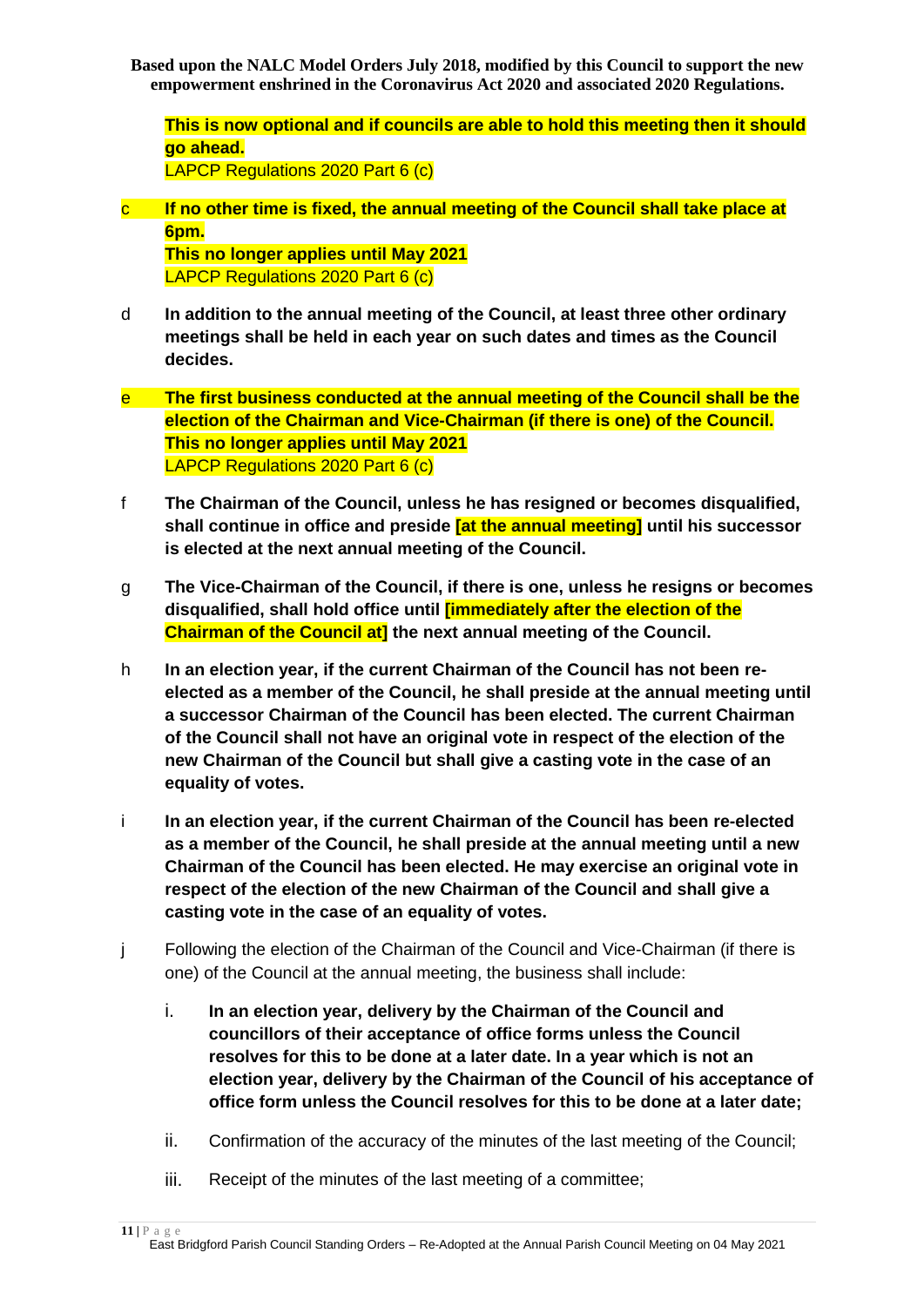**This is now optional and if councils are able to hold this meeting then it should go ahead.**
LAPCP Regulations 2020 Part 6 (c)

c **If no other time is fixed, the annual meeting of the Council shall take place at 6pm.**
**This no longer applies until May 2021**
LAPCP Regulations 2020 Part 6 (c)

d **In addition to the annual meeting of the Council, at least three other ordinary meetings shall be held in each year on such dates and times as the Council decides.**

e **The first business conducted at the annual meeting of the Council shall be the election of the Chairman and Vice-Chairman (if there is one) of the Council.**
**This no longer applies until May 2021**
LAPCP Regulations 2020 Part 6 (c)

f **The Chairman of the Council, unless he has resigned or becomes disqualified, shall continue in office and preside [at the annual meeting] until his successor is elected at the next annual meeting of the Council.**

g **The Vice-Chairman of the Council, if there is one, unless he resigns or becomes disqualified, shall hold office until [immediately after the election of the Chairman of the Council at] the next annual meeting of the Council.**

h **In an election year, if the current Chairman of the Council has not been re-elected as a member of the Council, he shall preside at the annual meeting until a successor Chairman of the Council has been elected. The current Chairman of the Council shall not have an original vote in respect of the election of the new Chairman of the Council but shall give a casting vote in the case of an equality of votes.**

i **In an election year, if the current Chairman of the Council has been re-elected as a member of the Council, he shall preside at the annual meeting until a new Chairman of the Council has been elected. He may exercise an original vote in respect of the election of the new Chairman of the Council and shall give a casting vote in the case of an equality of votes.**

j Following the election of the Chairman of the Council and Vice-Chairman (if there is one) of the Council at the annual meeting, the business shall include:

i. **In an election year, delivery by the Chairman of the Council and councillors of their acceptance of office forms unless the Council resolves for this to be done at a later date. In a year which is not an election year, delivery by the Chairman of the Council of his acceptance of office form unless the Council resolves for this to be done at a later date;**

ii. Confirmation of the accuracy of the minutes of the last meeting of the Council;

iii. Receipt of the minutes of the last meeting of a committee;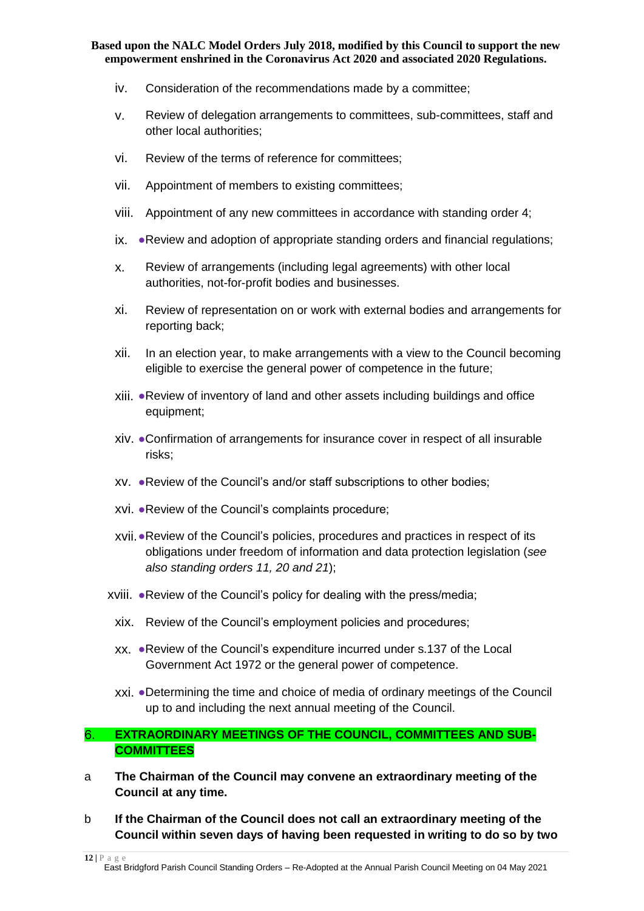iv. Consideration of the recommendations made by a committee;

v. Review of delegation arrangements to committees, sub-committees, staff and other local authorities;

vi. Review of the terms of reference for committees;

vii. Appointment of members to existing committees;

viii. Appointment of any new committees in accordance with standing order 4;

ix. ●Review and adoption of appropriate standing orders and financial regulations;

x. Review of arrangements (including legal agreements) with other local authorities, not-for-profit bodies and businesses.

xi. Review of representation on or work with external bodies and arrangements for reporting back;

xii. In an election year, to make arrangements with a view to the Council becoming eligible to exercise the general power of competence in the future;

xiii. ●Review of inventory of land and other assets including buildings and office equipment;

xiv. ●Confirmation of arrangements for insurance cover in respect of all insurable risks;

xv. ●Review of the Council's and/or staff subscriptions to other bodies;

xvi. ●Review of the Council's complaints procedure;

xvii. ●Review of the Council's policies, procedures and practices in respect of its obligations under freedom of information and data protection legislation (*see also standing orders 11, 20 and 21*);

xviii. ●Review of the Council's policy for dealing with the press/media;

xix. Review of the Council's employment policies and procedures;

xx. ●Review of the Council's expenditure incurred under s.137 of the Local Government Act 1972 or the general power of competence.

xxi. ●Determining the time and choice of media of ordinary meetings of the Council up to and including the next annual meeting of the Council.

## 6. EXTRAORDINARY MEETINGS OF THE COUNCIL, COMMITTEES AND SUB-COMMITTEES

a **The Chairman of the Council may convene an extraordinary meeting of the Council at any time.**

b **If the Chairman of the Council does not call an extraordinary meeting of the Council within seven days of having been requested in writing to do so by two**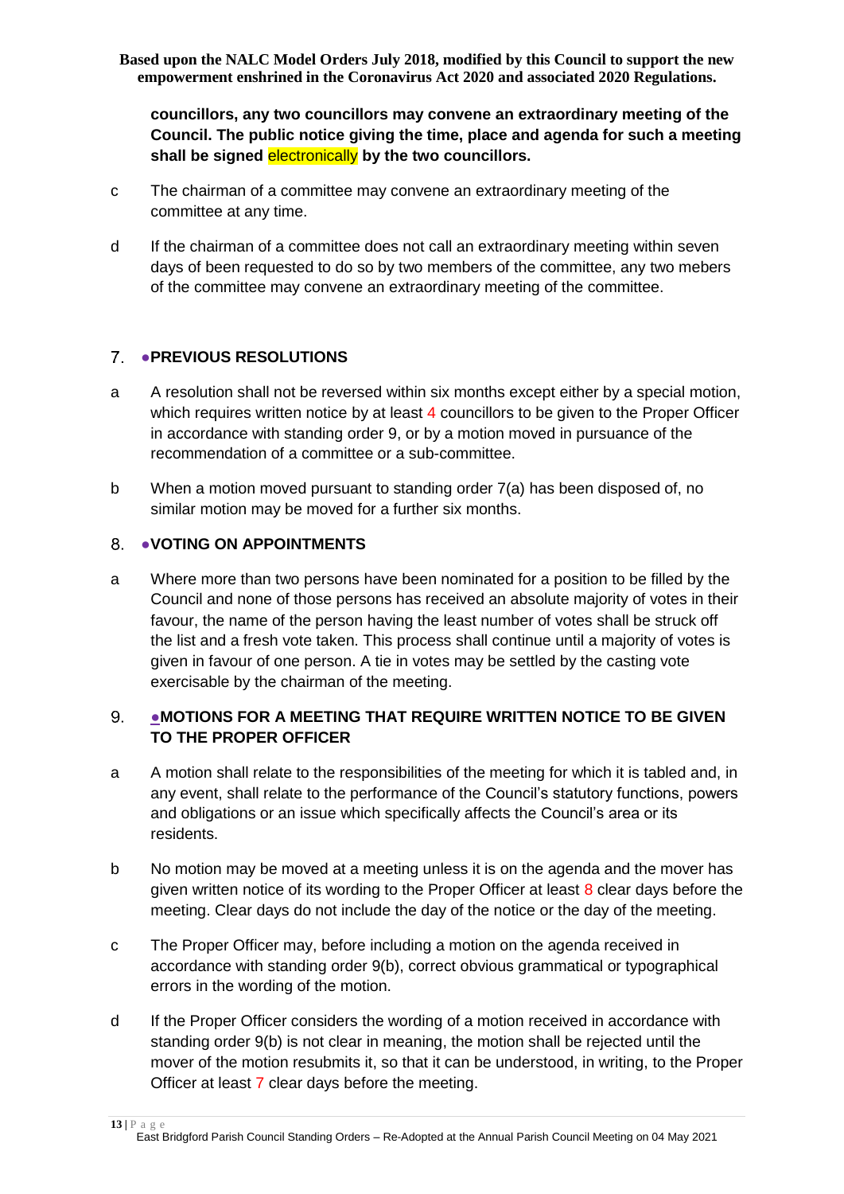**councillors, any two councillors may convene an extraordinary meeting of the Council. The public notice giving the time, place and agenda for such a meeting shall be signed electronically by the two councillors.**

c The chairman of a committee may convene an extraordinary meeting of the committee at any time.

d If the chairman of a committee does not call an extraordinary meeting within seven days of been requested to do so by two members of the committee, any two mebers of the committee may convene an extraordinary meeting of the committee.

## 7. ●PREVIOUS RESOLUTIONS

a A resolution shall not be reversed within six months except either by a special motion, which requires written notice by at least 4 councillors to be given to the Proper Officer in accordance with standing order 9, or by a motion moved in pursuance of the recommendation of a committee or a sub-committee.

b When a motion moved pursuant to standing order 7(a) has been disposed of, no similar motion may be moved for a further six months.

## 8. ●VOTING ON APPOINTMENTS

a Where more than two persons have been nominated for a position to be filled by the Council and none of those persons has received an absolute majority of votes in their favour, the name of the person having the least number of votes shall be struck off the list and a fresh vote taken. This process shall continue until a majority of votes is given in favour of one person. A tie in votes may be settled by the casting vote exercisable by the chairman of the meeting.

## 9. ●MOTIONS FOR A MEETING THAT REQUIRE WRITTEN NOTICE TO BE GIVEN TO THE PROPER OFFICER

a A motion shall relate to the responsibilities of the meeting for which it is tabled and, in any event, shall relate to the performance of the Council's statutory functions, powers and obligations or an issue which specifically affects the Council's area or its residents.

b No motion may be moved at a meeting unless it is on the agenda and the mover has given written notice of its wording to the Proper Officer at least 8 clear days before the meeting. Clear days do not include the day of the notice or the day of the meeting.

c The Proper Officer may, before including a motion on the agenda received in accordance with standing order 9(b), correct obvious grammatical or typographical errors in the wording of the motion.

d If the Proper Officer considers the wording of a motion received in accordance with standing order 9(b) is not clear in meaning, the motion shall be rejected until the mover of the motion resubmits it, so that it can be understood, in writing, to the Proper Officer at least 7 clear days before the meeting.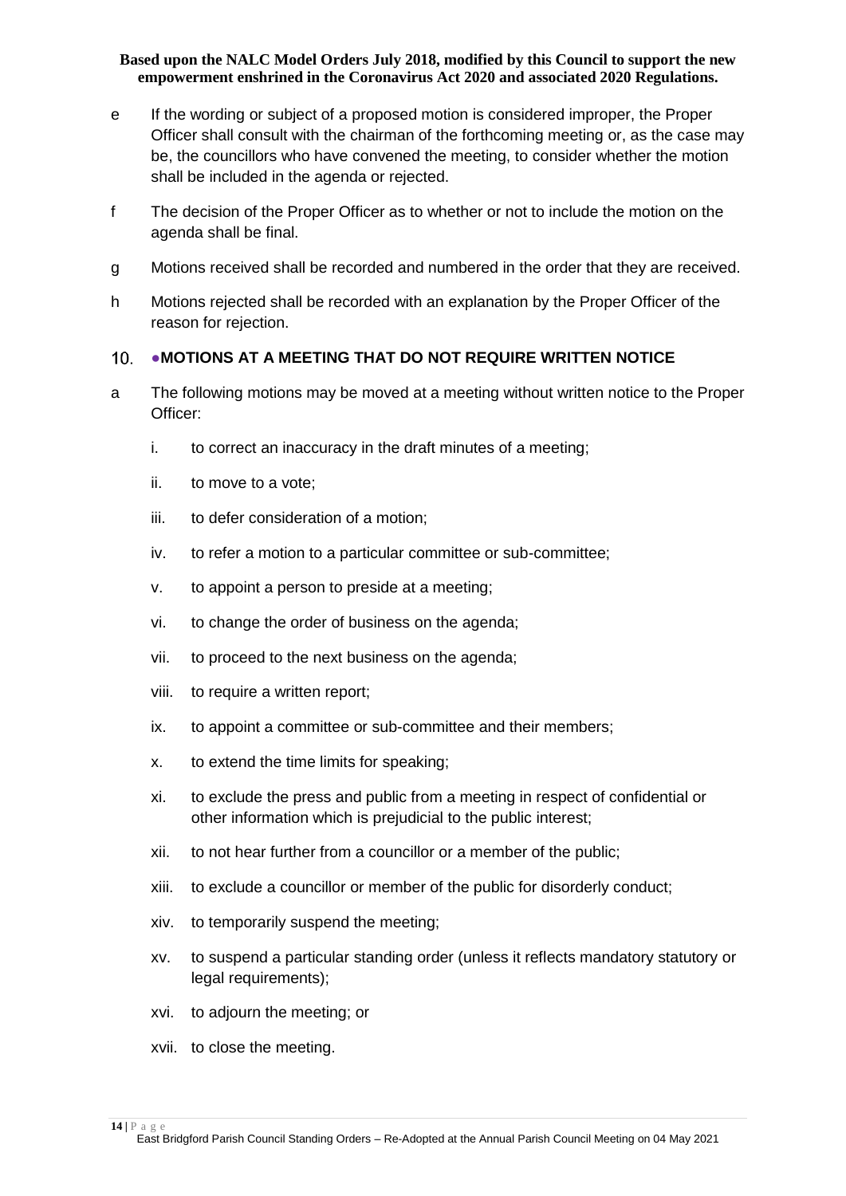e If the wording or subject of a proposed motion is considered improper, the Proper Officer shall consult with the chairman of the forthcoming meeting or, as the case may be, the councillors who have convened the meeting, to consider whether the motion shall be included in the agenda or rejected.

f The decision of the Proper Officer as to whether or not to include the motion on the agenda shall be final.

g Motions received shall be recorded and numbered in the order that they are received.

h Motions rejected shall be recorded with an explanation by the Proper Officer of the reason for rejection.

## 10. ●MOTIONS AT A MEETING THAT DO NOT REQUIRE WRITTEN NOTICE

a The following motions may be moved at a meeting without written notice to the Proper Officer:

i. to correct an inaccuracy in the draft minutes of a meeting;

ii. to move to a vote;

iii. to defer consideration of a motion;

iv. to refer a motion to a particular committee or sub-committee;

v. to appoint a person to preside at a meeting;

vi. to change the order of business on the agenda;

vii. to proceed to the next business on the agenda;

viii. to require a written report;

ix. to appoint a committee or sub-committee and their members;

x. to extend the time limits for speaking;

xi. to exclude the press and public from a meeting in respect of confidential or other information which is prejudicial to the public interest;

xii. to not hear further from a councillor or a member of the public;

xiii. to exclude a councillor or member of the public for disorderly conduct;

xiv. to temporarily suspend the meeting;

xv. to suspend a particular standing order (unless it reflects mandatory statutory or legal requirements);

xvi. to adjourn the meeting; or

xvii. to close the meeting.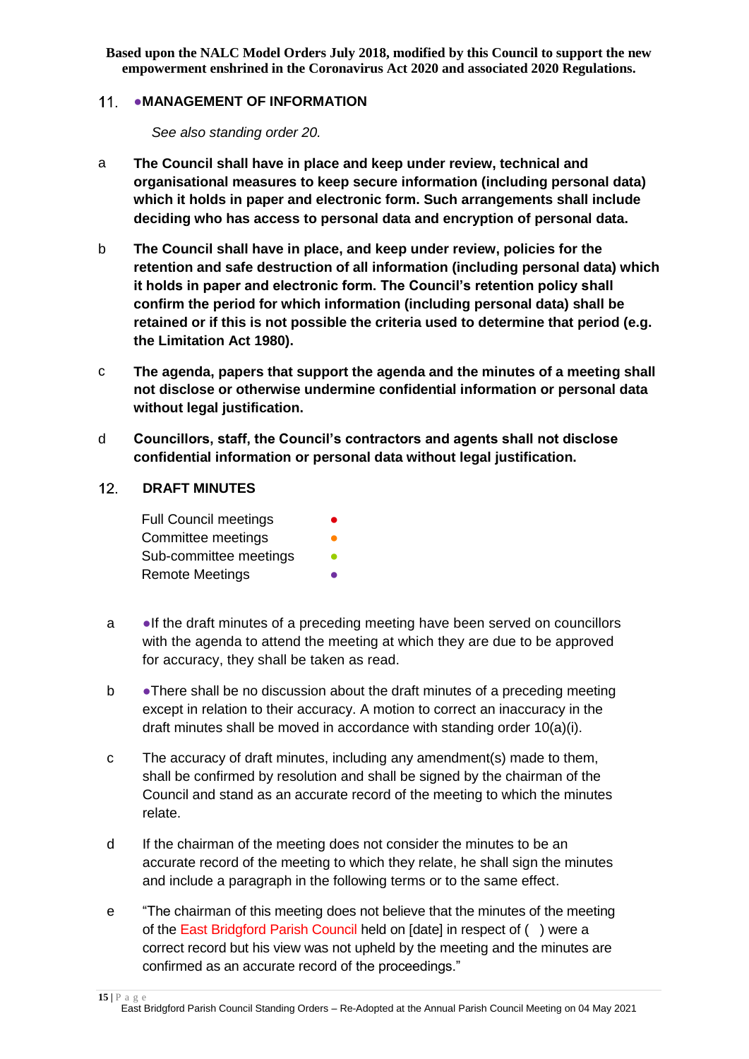Based upon the NALC Model Orders July 2018, modified by this Council to support the new empowerment enshrined in the Coronavirus Act 2020 and associated 2020 Regulations.

## 11. ●MANAGEMENT OF INFORMATION

*See also standing order 20.*

a **The Council shall have in place and keep under review, technical and organisational measures to keep secure information (including personal data) which it holds in paper and electronic form. Such arrangements shall include deciding who has access to personal data and encryption of personal data.**

b **The Council shall have in place, and keep under review, policies for the retention and safe destruction of all information (including personal data) which it holds in paper and electronic form. The Council's retention policy shall confirm the period for which information (including personal data) shall be retained or if this is not possible the criteria used to determine that period (e.g. the Limitation Act 1980).**

c **The agenda, papers that support the agenda and the minutes of a meeting shall not disclose or otherwise undermine confidential information or personal data without legal justification.**

d **Councillors, staff, the Council's contractors and agents shall not disclose confidential information or personal data without legal justification.**

## 12. DRAFT MINUTES

| | |
|---|---|
| Full Council meetings | ● |
| Committee meetings | ● |
| Sub-committee meetings | ● |
| Remote Meetings | ● |

a ●If the draft minutes of a preceding meeting have been served on councillors with the agenda to attend the meeting at which they are due to be approved for accuracy, they shall be taken as read.

b ●There shall be no discussion about the draft minutes of a preceding meeting except in relation to their accuracy. A motion to correct an inaccuracy in the draft minutes shall be moved in accordance with standing order 10(a)(i).

c The accuracy of draft minutes, including any amendment(s) made to them, shall be confirmed by resolution and shall be signed by the chairman of the Council and stand as an accurate record of the meeting to which the minutes relate.

d If the chairman of the meeting does not consider the minutes to be an accurate record of the meeting to which they relate, he shall sign the minutes and include a paragraph in the following terms or to the same effect.

e "The chairman of this meeting does not believe that the minutes of the meeting of the East Bridgford Parish Council held on [date] in respect of ( ) were a correct record but his view was not upheld by the meeting and the minutes are confirmed as an accurate record of the proceedings."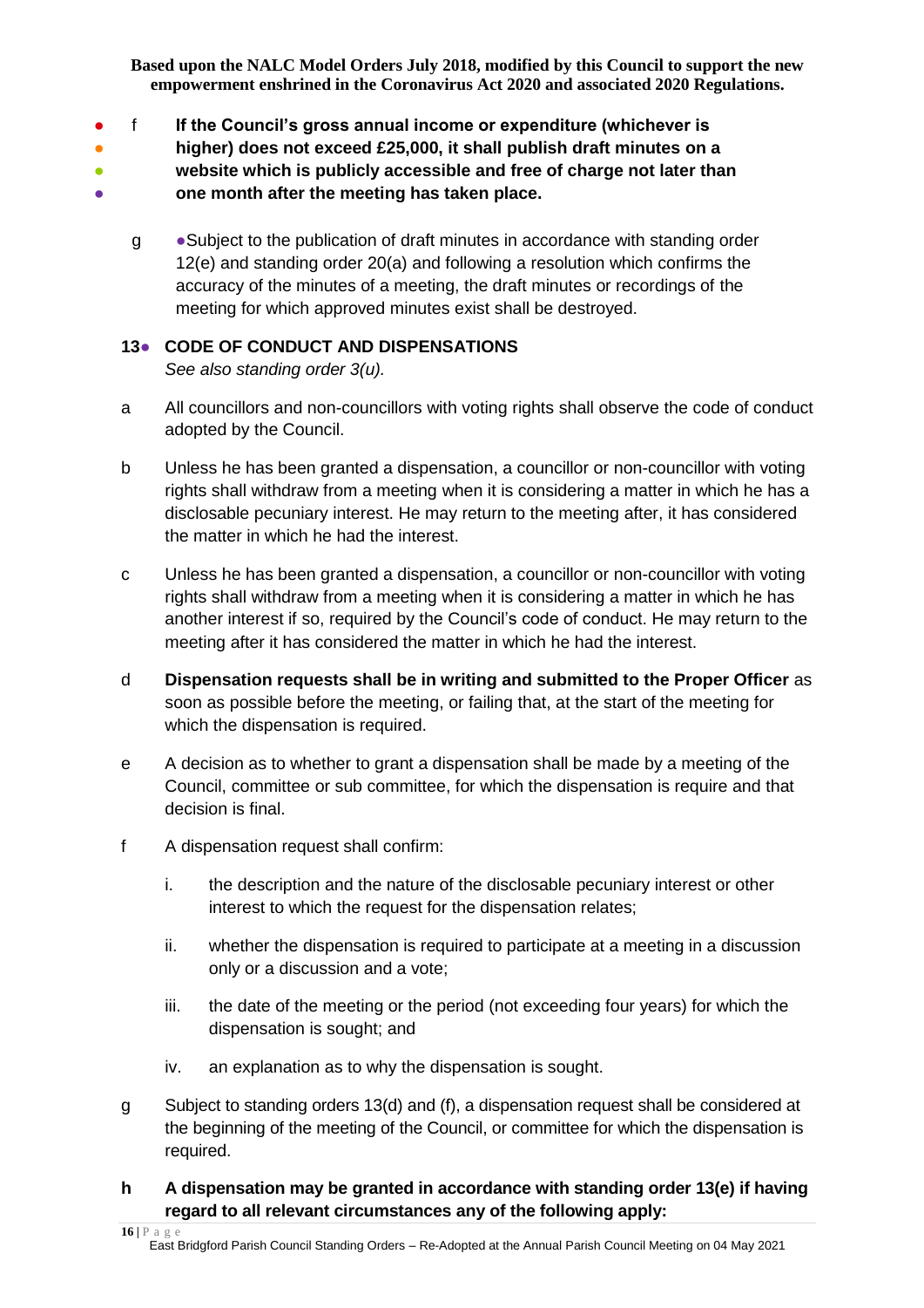f **If the Council's gross annual income or expenditure (whichever is higher) does not exceed £25,000, it shall publish draft minutes on a website which is publicly accessible and free of charge not later than one month after the meeting has taken place.**

g Subject to the publication of draft minutes in accordance with standing order 12(e) and standing order 20(a) and following a resolution which confirms the accuracy of the minutes of a meeting, the draft minutes or recordings of the meeting for which approved minutes exist shall be destroyed.

## 13 CODE OF CONDUCT AND DISPENSATIONS

*See also standing order 3(u).*

a All councillors and non-councillors with voting rights shall observe the code of conduct adopted by the Council.

b Unless he has been granted a dispensation, a councillor or non-councillor with voting rights shall withdraw from a meeting when it is considering a matter in which he has a disclosable pecuniary interest. He may return to the meeting after, it has considered the matter in which he had the interest.

c Unless he has been granted a dispensation, a councillor or non-councillor with voting rights shall withdraw from a meeting when it is considering a matter in which he has another interest if so, required by the Council's code of conduct. He may return to the meeting after it has considered the matter in which he had the interest.

d **Dispensation requests shall be in writing and submitted to the Proper Officer** as soon as possible before the meeting, or failing that, at the start of the meeting for which the dispensation is required.

e A decision as to whether to grant a dispensation shall be made by a meeting of the Council, committee or sub committee, for which the dispensation is require and that decision is final.

f A dispensation request shall confirm:

i. the description and the nature of the disclosable pecuniary interest or other interest to which the request for the dispensation relates;

ii. whether the dispensation is required to participate at a meeting in a discussion only or a discussion and a vote;

iii. the date of the meeting or the period (not exceeding four years) for which the dispensation is sought; and

iv. an explanation as to why the dispensation is sought.

g Subject to standing orders 13(d) and (f), a dispensation request shall be considered at the beginning of the meeting of the Council, or committee for which the dispensation is required.

**h A dispensation may be granted in accordance with standing order 13(e) if having regard to all relevant circumstances any of the following apply:**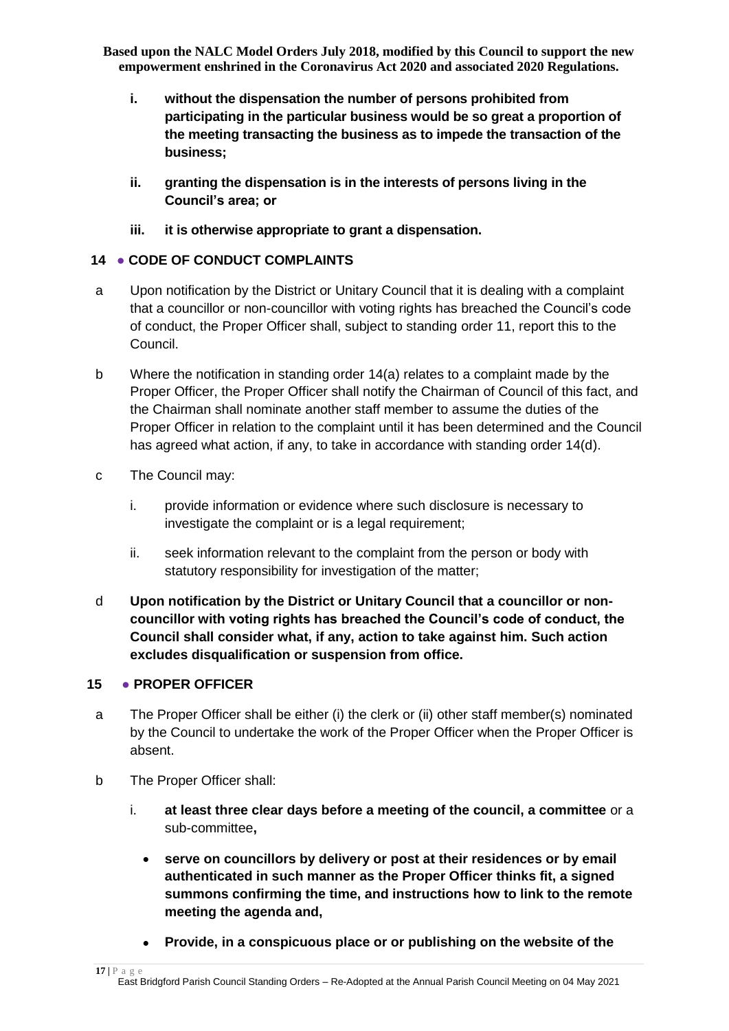**i. without the dispensation the number of persons prohibited from participating in the particular business would be so great a proportion of the meeting transacting the business as to impede the transaction of the business;**

**ii. granting the dispensation is in the interests of persons living in the Council's area; or**

**iii. it is otherwise appropriate to grant a dispensation.**

## 14 ● CODE OF CONDUCT COMPLAINTS

a Upon notification by the District or Unitary Council that it is dealing with a complaint that a councillor or non-councillor with voting rights has breached the Council's code of conduct, the Proper Officer shall, subject to standing order 11, report this to the Council.

b Where the notification in standing order 14(a) relates to a complaint made by the Proper Officer, the Proper Officer shall notify the Chairman of Council of this fact, and the Chairman shall nominate another staff member to assume the duties of the Proper Officer in relation to the complaint until it has been determined and the Council has agreed what action, if any, to take in accordance with standing order 14(d).

c The Council may:

i. provide information or evidence where such disclosure is necessary to investigate the complaint or is a legal requirement;

ii. seek information relevant to the complaint from the person or body with statutory responsibility for investigation of the matter;

d **Upon notification by the District or Unitary Council that a councillor or non-councillor with voting rights has breached the Council's code of conduct, the Council shall consider what, if any, action to take against him. Such action excludes disqualification or suspension from office.**

## 15 ● PROPER OFFICER

a The Proper Officer shall be either (i) the clerk or (ii) other staff member(s) nominated by the Council to undertake the work of the Proper Officer when the Proper Officer is absent.

b The Proper Officer shall:

i. **at least three clear days before a meeting of the council, a committee** or a sub-committee**,**

- **serve on councillors by delivery or post at their residences or by email authenticated in such manner as the Proper Officer thinks fit, a signed summons confirming the time, and instructions how to link to the remote meeting the agenda and,**
- **Provide, in a conspicuous place or or publishing on the website of the**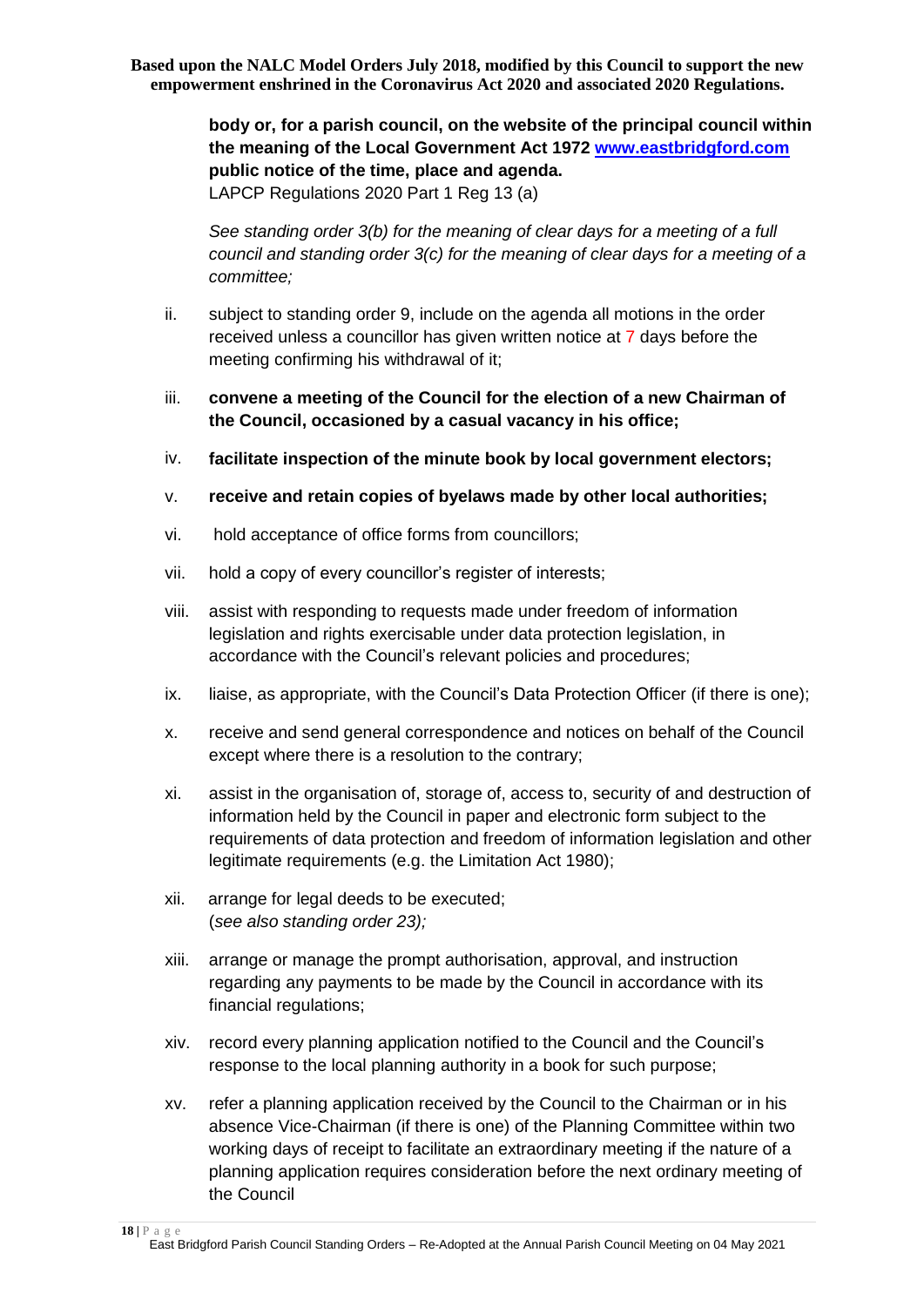**body or, for a parish council, on the website of the principal council within the meaning of the Local Government Act 1972 [www.eastbridgford.com](http://www.eastbridgford.com) public notice of the time, place and agenda.**
LAPCP Regulations 2020 Part 1 Reg 13 (a)

*See standing order 3(b) for the meaning of clear days for a meeting of a full council and standing order 3(c) for the meaning of clear days for a meeting of a committee;*

ii. subject to standing order 9, include on the agenda all motions in the order received unless a councillor has given written notice at 7 days before the meeting confirming his withdrawal of it;

iii. **convene a meeting of the Council for the election of a new Chairman of the Council, occasioned by a casual vacancy in his office;**

iv. **facilitate inspection of the minute book by local government electors;**

v. **receive and retain copies of byelaws made by other local authorities;**

vi. hold acceptance of office forms from councillors;

vii. hold a copy of every councillor's register of interests;

viii. assist with responding to requests made under freedom of information legislation and rights exercisable under data protection legislation, in accordance with the Council's relevant policies and procedures;

ix. liaise, as appropriate, with the Council's Data Protection Officer (if there is one);

x. receive and send general correspondence and notices on behalf of the Council except where there is a resolution to the contrary;

xi. assist in the organisation of, storage of, access to, security of and destruction of information held by the Council in paper and electronic form subject to the requirements of data protection and freedom of information legislation and other legitimate requirements (e.g. the Limitation Act 1980);

xii. arrange for legal deeds to be executed;
(*see also standing order 23);*

xiii. arrange or manage the prompt authorisation, approval, and instruction regarding any payments to be made by the Council in accordance with its financial regulations;

xiv. record every planning application notified to the Council and the Council's response to the local planning authority in a book for such purpose;

xv. refer a planning application received by the Council to the Chairman or in his absence Vice-Chairman (if there is one) of the Planning Committee within two working days of receipt to facilitate an extraordinary meeting if the nature of a planning application requires consideration before the next ordinary meeting of the Council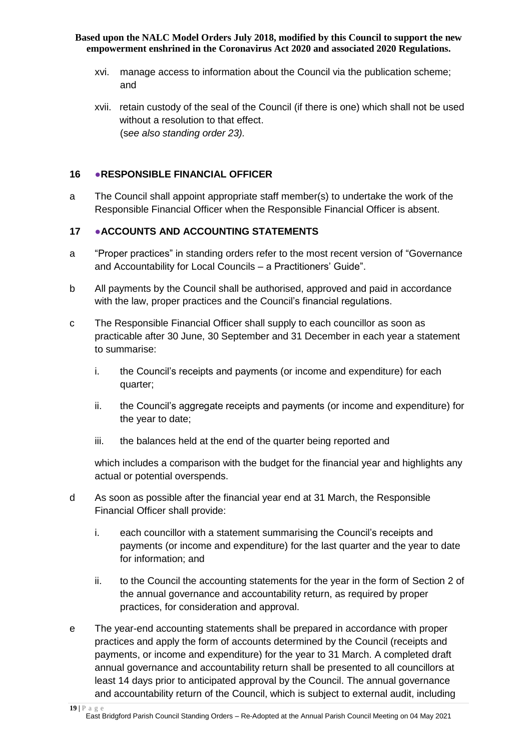xvi. manage access to information about the Council via the publication scheme; and

xvii. retain custody of the seal of the Council (if there is one) which shall not be used without a resolution to that effect.
(*see also standing order 23)*.

## 16 ●RESPONSIBLE FINANCIAL OFFICER

a The Council shall appoint appropriate staff member(s) to undertake the work of the Responsible Financial Officer when the Responsible Financial Officer is absent.

## 17 ●ACCOUNTS AND ACCOUNTING STATEMENTS

a "Proper practices" in standing orders refer to the most recent version of "Governance and Accountability for Local Councils – a Practitioners' Guide".

b All payments by the Council shall be authorised, approved and paid in accordance with the law, proper practices and the Council's financial regulations.

c The Responsible Financial Officer shall supply to each councillor as soon as practicable after 30 June, 30 September and 31 December in each year a statement to summarise:

i. the Council's receipts and payments (or income and expenditure) for each quarter;

ii. the Council's aggregate receipts and payments (or income and expenditure) for the year to date;

iii. the balances held at the end of the quarter being reported and

which includes a comparison with the budget for the financial year and highlights any actual or potential overspends.

d As soon as possible after the financial year end at 31 March, the Responsible Financial Officer shall provide:

i. each councillor with a statement summarising the Council's receipts and payments (or income and expenditure) for the last quarter and the year to date for information; and

ii. to the Council the accounting statements for the year in the form of Section 2 of the annual governance and accountability return, as required by proper practices, for consideration and approval.

e The year-end accounting statements shall be prepared in accordance with proper practices and apply the form of accounts determined by the Council (receipts and payments, or income and expenditure) for the year to 31 March. A completed draft annual governance and accountability return shall be presented to all councillors at least 14 days prior to anticipated approval by the Council. The annual governance and accountability return of the Council, which is subject to external audit, including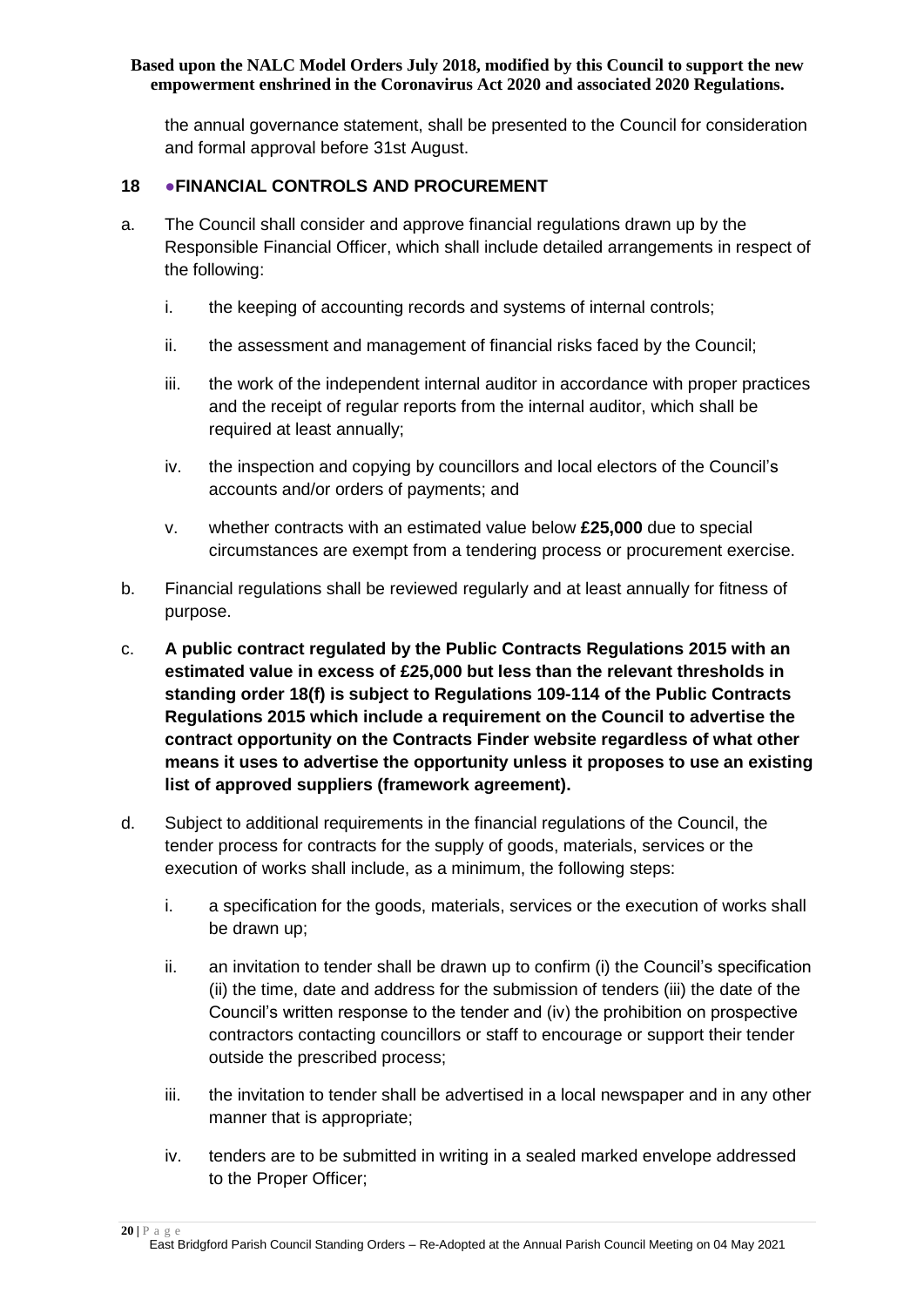the annual governance statement, shall be presented to the Council for consideration and formal approval before 31st August.

## 18 ●FINANCIAL CONTROLS AND PROCUREMENT

a. The Council shall consider and approve financial regulations drawn up by the Responsible Financial Officer, which shall include detailed arrangements in respect of the following:

   i. the keeping of accounting records and systems of internal controls;

   ii. the assessment and management of financial risks faced by the Council;

   iii. the work of the independent internal auditor in accordance with proper practices and the receipt of regular reports from the internal auditor, which shall be required at least annually;

   iv. the inspection and copying by councillors and local electors of the Council's accounts and/or orders of payments; and

   v. whether contracts with an estimated value below **£25,000** due to special circumstances are exempt from a tendering process or procurement exercise.

b. Financial regulations shall be reviewed regularly and at least annually for fitness of purpose.

c. **A public contract regulated by the Public Contracts Regulations 2015 with an estimated value in excess of £25,000 but less than the relevant thresholds in standing order 18(f) is subject to Regulations 109-114 of the Public Contracts Regulations 2015 which include a requirement on the Council to advertise the contract opportunity on the Contracts Finder website regardless of what other means it uses to advertise the opportunity unless it proposes to use an existing list of approved suppliers (framework agreement).**

d. Subject to additional requirements in the financial regulations of the Council, the tender process for contracts for the supply of goods, materials, services or the execution of works shall include, as a minimum, the following steps:

   i. a specification for the goods, materials, services or the execution of works shall be drawn up;

   ii. an invitation to tender shall be drawn up to confirm (i) the Council's specification (ii) the time, date and address for the submission of tenders (iii) the date of the Council's written response to the tender and (iv) the prohibition on prospective contractors contacting councillors or staff to encourage or support their tender outside the prescribed process;

   iii. the invitation to tender shall be advertised in a local newspaper and in any other manner that is appropriate;

   iv. tenders are to be submitted in writing in a sealed marked envelope addressed to the Proper Officer;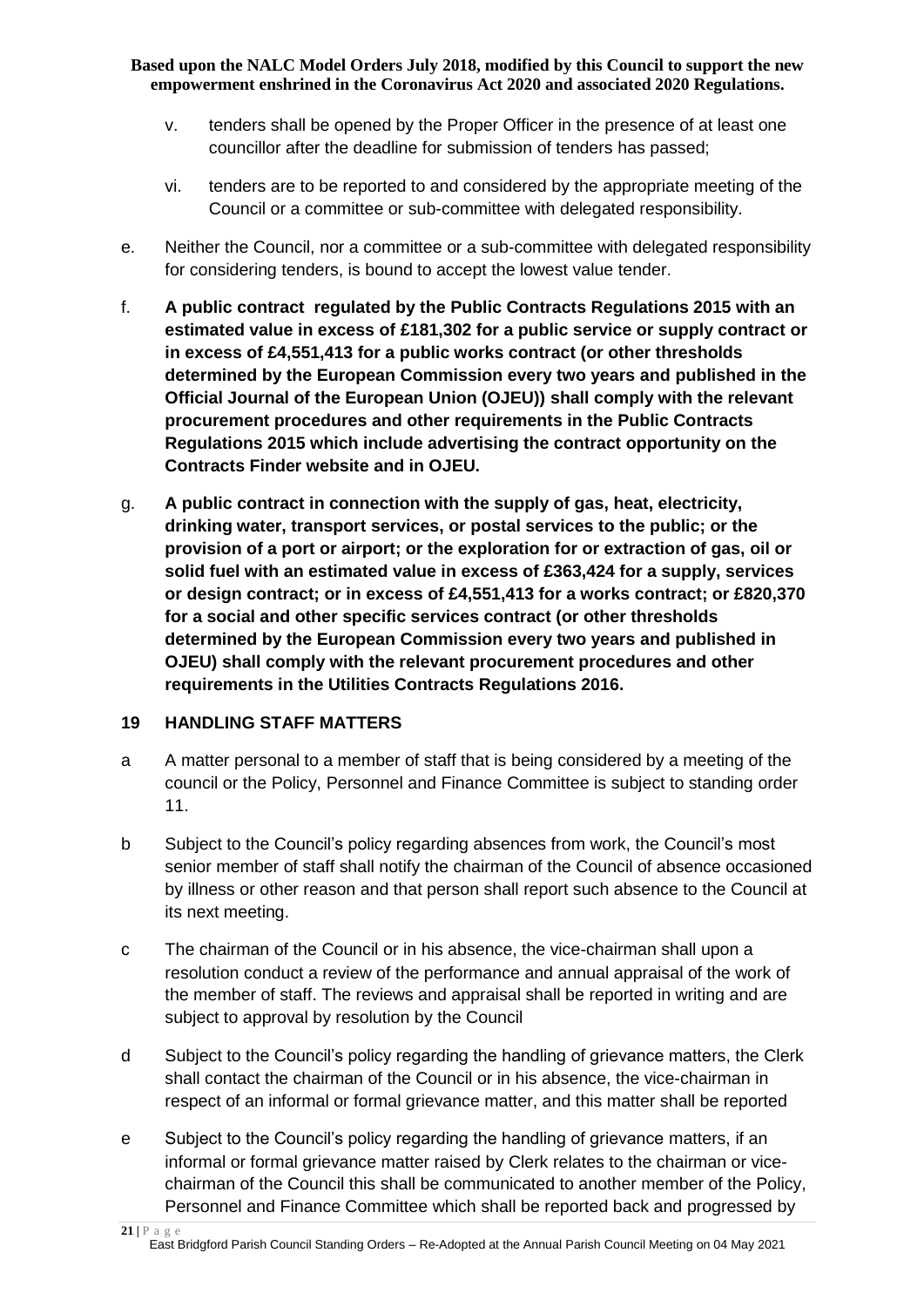v. tenders shall be opened by the Proper Officer in the presence of at least one councillor after the deadline for submission of tenders has passed;

vi. tenders are to be reported to and considered by the appropriate meeting of the Council or a committee or sub-committee with delegated responsibility.

e. Neither the Council, nor a committee or a sub-committee with delegated responsibility for considering tenders, is bound to accept the lowest value tender.

f. **A public contract regulated by the Public Contracts Regulations 2015 with an estimated value in excess of £181,302 for a public service or supply contract or in excess of £4,551,413 for a public works contract (or other thresholds determined by the European Commission every two years and published in the Official Journal of the European Union (OJEU)) shall comply with the relevant procurement procedures and other requirements in the Public Contracts Regulations 2015 which include advertising the contract opportunity on the Contracts Finder website and in OJEU.**

g. **A public contract in connection with the supply of gas, heat, electricity, drinking water, transport services, or postal services to the public; or the provision of a port or airport; or the exploration for or extraction of gas, oil or solid fuel with an estimated value in excess of £363,424 for a supply, services or design contract; or in excess of £4,551,413 for a works contract; or £820,370 for a social and other specific services contract (or other thresholds determined by the European Commission every two years and published in OJEU) shall comply with the relevant procurement procedures and other requirements in the Utilities Contracts Regulations 2016.**

## 19 HANDLING STAFF MATTERS

a A matter personal to a member of staff that is being considered by a meeting of the council or the Policy, Personnel and Finance Committee is subject to standing order 11.

b Subject to the Council's policy regarding absences from work, the Council's most senior member of staff shall notify the chairman of the Council of absence occasioned by illness or other reason and that person shall report such absence to the Council at its next meeting.

c The chairman of the Council or in his absence, the vice-chairman shall upon a resolution conduct a review of the performance and annual appraisal of the work of the member of staff. The reviews and appraisal shall be reported in writing and are subject to approval by resolution by the Council

d Subject to the Council's policy regarding the handling of grievance matters, the Clerk shall contact the chairman of the Council or in his absence, the vice-chairman in respect of an informal or formal grievance matter, and this matter shall be reported

e Subject to the Council's policy regarding the handling of grievance matters, if an informal or formal grievance matter raised by Clerk relates to the chairman or vice-chairman of the Council this shall be communicated to another member of the Policy, Personnel and Finance Committee which shall be reported back and progressed by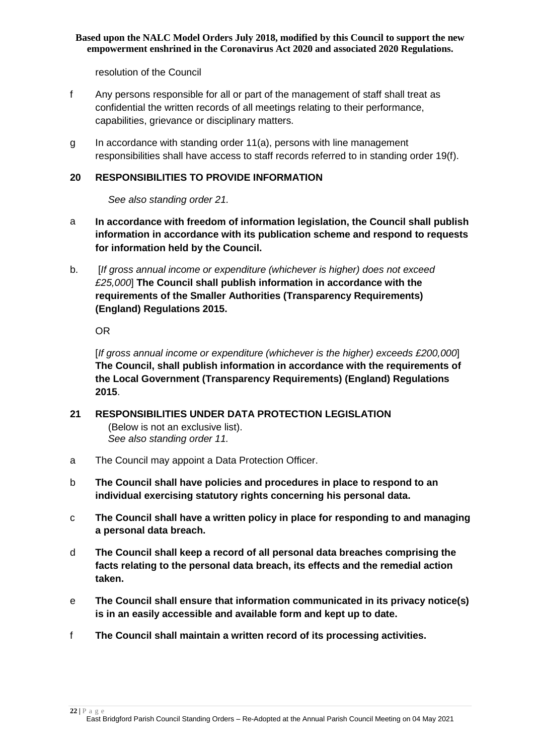resolution of the Council

f Any persons responsible for all or part of the management of staff shall treat as confidential the written records of all meetings relating to their performance, capabilities, grievance or disciplinary matters.

g In accordance with standing order 11(a), persons with line management responsibilities shall have access to staff records referred to in standing order 19(f).

## 20 RESPONSIBILITIES TO PROVIDE INFORMATION

*See also standing order 21.*

a **In accordance with freedom of information legislation, the Council shall publish information in accordance with its publication scheme and respond to requests for information held by the Council.**

b. [*If gross annual income or expenditure (whichever is higher) does not exceed £25,000*] **The Council shall publish information in accordance with the requirements of the Smaller Authorities (Transparency Requirements) (England) Regulations 2015.**

OR

[*If gross annual income or expenditure (whichever is the higher) exceeds £200,000*] **The Council, shall publish information in accordance with the requirements of the Local Government (Transparency Requirements) (England) Regulations 2015**.

## 21 RESPONSIBILITIES UNDER DATA PROTECTION LEGISLATION

(Below is not an exclusive list).
*See also standing order 11.*

a The Council may appoint a Data Protection Officer.

b **The Council shall have policies and procedures in place to respond to an individual exercising statutory rights concerning his personal data.**

c **The Council shall have a written policy in place for responding to and managing a personal data breach.**

d **The Council shall keep a record of all personal data breaches comprising the facts relating to the personal data breach, its effects and the remedial action taken.**

e **The Council shall ensure that information communicated in its privacy notice(s) is in an easily accessible and available form and kept up to date.**

f **The Council shall maintain a written record of its processing activities.**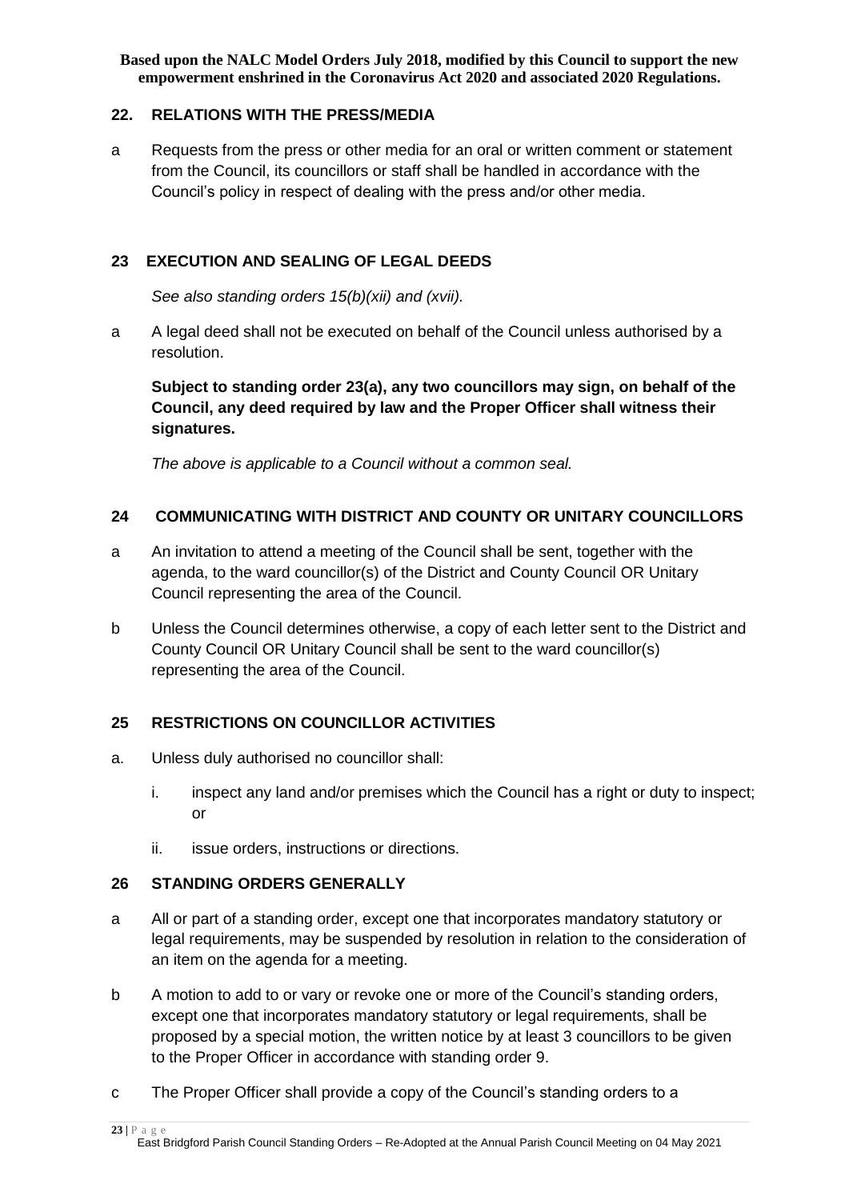## 22. RELATIONS WITH THE PRESS/MEDIA

a Requests from the press or other media for an oral or written comment or statement from the Council, its councillors or staff shall be handled in accordance with the Council's policy in respect of dealing with the press and/or other media.

## 23 EXECUTION AND SEALING OF LEGAL DEEDS

*See also standing orders 15(b)(xii) and (xvii).*

a A legal deed shall not be executed on behalf of the Council unless authorised by a resolution.

**Subject to standing order 23(a), any two councillors may sign, on behalf of the Council, any deed required by law and the Proper Officer shall witness their signatures.**

*The above is applicable to a Council without a common seal.*

## 24 COMMUNICATING WITH DISTRICT AND COUNTY OR UNITARY COUNCILLORS

a An invitation to attend a meeting of the Council shall be sent, together with the agenda, to the ward councillor(s) of the District and County Council OR Unitary Council representing the area of the Council.

b Unless the Council determines otherwise, a copy of each letter sent to the District and County Council OR Unitary Council shall be sent to the ward councillor(s) representing the area of the Council.

## 25 RESTRICTIONS ON COUNCILLOR ACTIVITIES

a. Unless duly authorised no councillor shall:

  i. inspect any land and/or premises which the Council has a right or duty to inspect; or

  ii. issue orders, instructions or directions.

## 26 STANDING ORDERS GENERALLY

a All or part of a standing order, except one that incorporates mandatory statutory or legal requirements, may be suspended by resolution in relation to the consideration of an item on the agenda for a meeting.

b A motion to add to or vary or revoke one or more of the Council's standing orders, except one that incorporates mandatory statutory or legal requirements, shall be proposed by a special motion, the written notice by at least 3 councillors to be given to the Proper Officer in accordance with standing order 9.

c The Proper Officer shall provide a copy of the Council's standing orders to a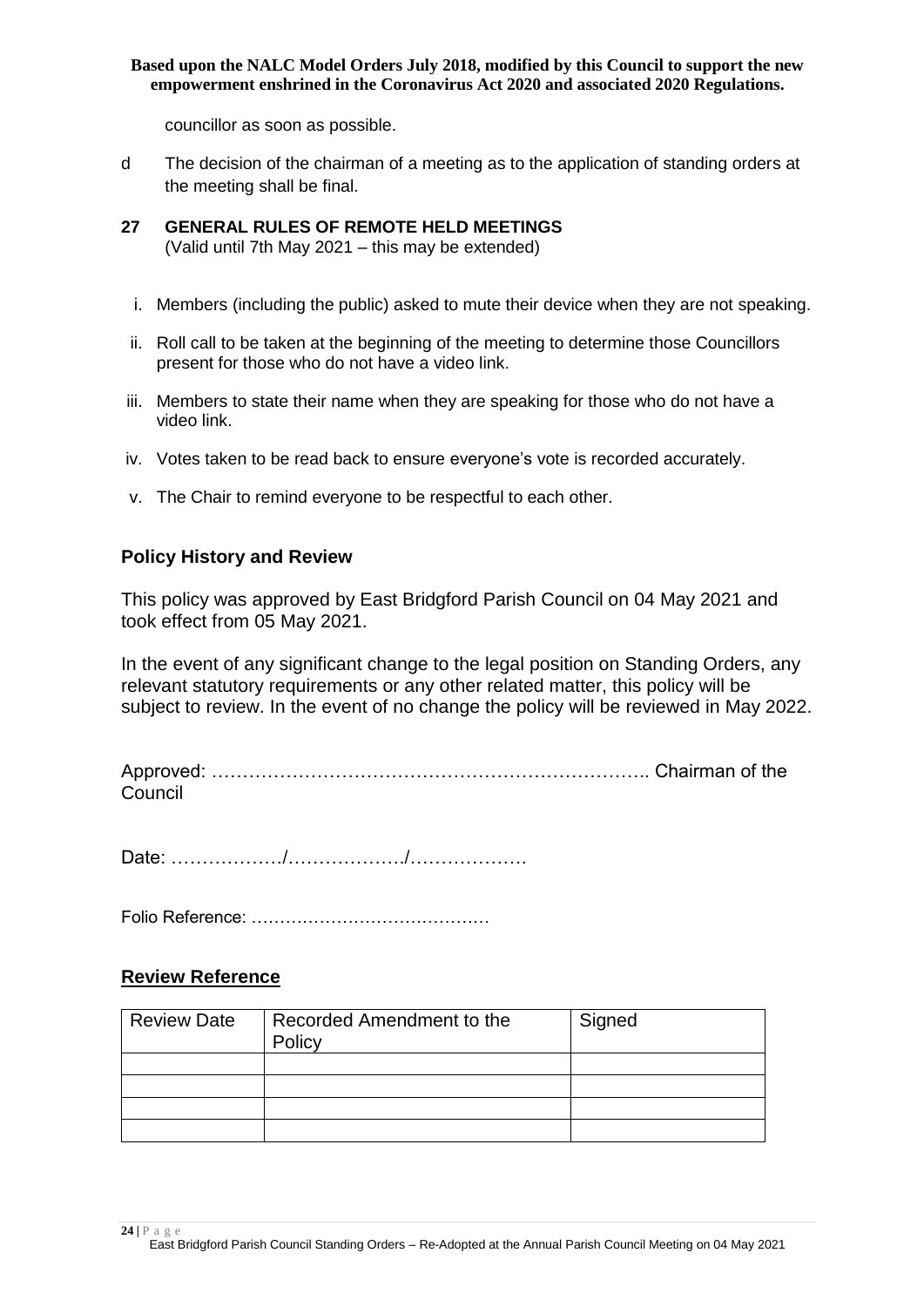councillor as soon as possible.

d The decision of the chairman of a meeting as to the application of standing orders at the meeting shall be final.

**27 GENERAL RULES OF REMOTE HELD MEETINGS**
(Valid until 7th May 2021 – this may be extended)

i. Members (including the public) asked to mute their device when they are not speaking.

ii. Roll call to be taken at the beginning of the meeting to determine those Councillors present for those who do not have a video link.

iii. Members to state their name when they are speaking for those who do not have a video link.

iv. Votes taken to be read back to ensure everyone's vote is recorded accurately.

v. The Chair to remind everyone to be respectful to each other.

## Policy History and Review

This policy was approved by East Bridgford Parish Council on 04 May 2021 and took effect from 05 May 2021.

In the event of any significant change to the legal position on Standing Orders, any relevant statutory requirements or any other related matter, this policy will be subject to review. In the event of no change the policy will be reviewed in May 2022.

Approved: …………………………………………………………….. Chairman of the Council

Date: ………………/………………./………………

Folio Reference: ……………………………………

## Review Reference

| Review Date | Recorded Amendment to the Policy | Signed |
|---|---|---|
| | | |
| | | |
| | | |
| | | |